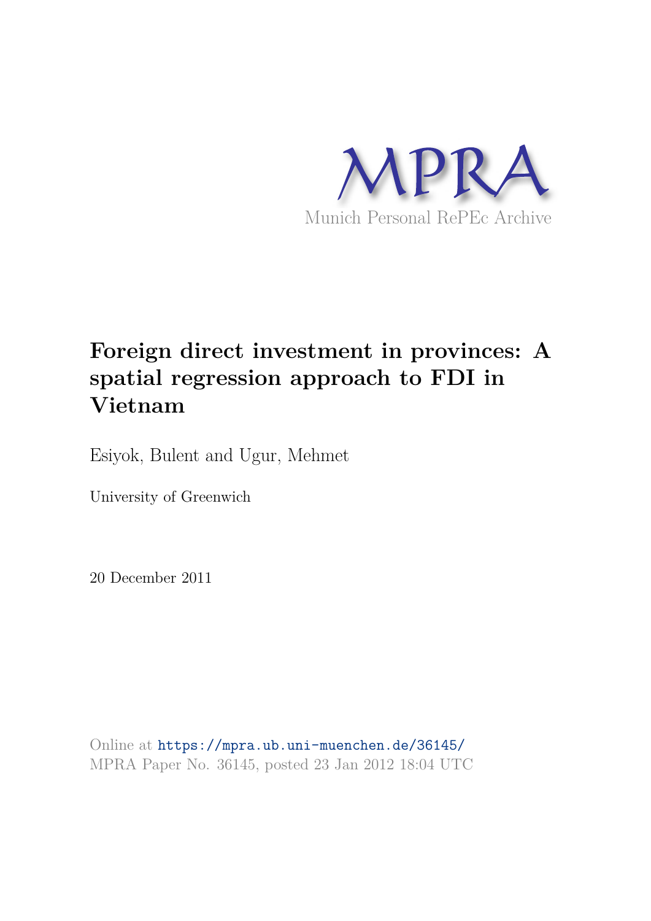MPRA

Munich Personal RePEc Archive

# Foreign direct investment in provinces: A spatial regression approach to FDI in Vietnam

Esiyok, Bulent and Ugur, Mehmet

University of Greenwich

20 December 2011

Online at https://mpra.ub.uni-muenchen.de/36145/
MPRA Paper No. 36145, posted 23 Jan 2012 18:04 UTC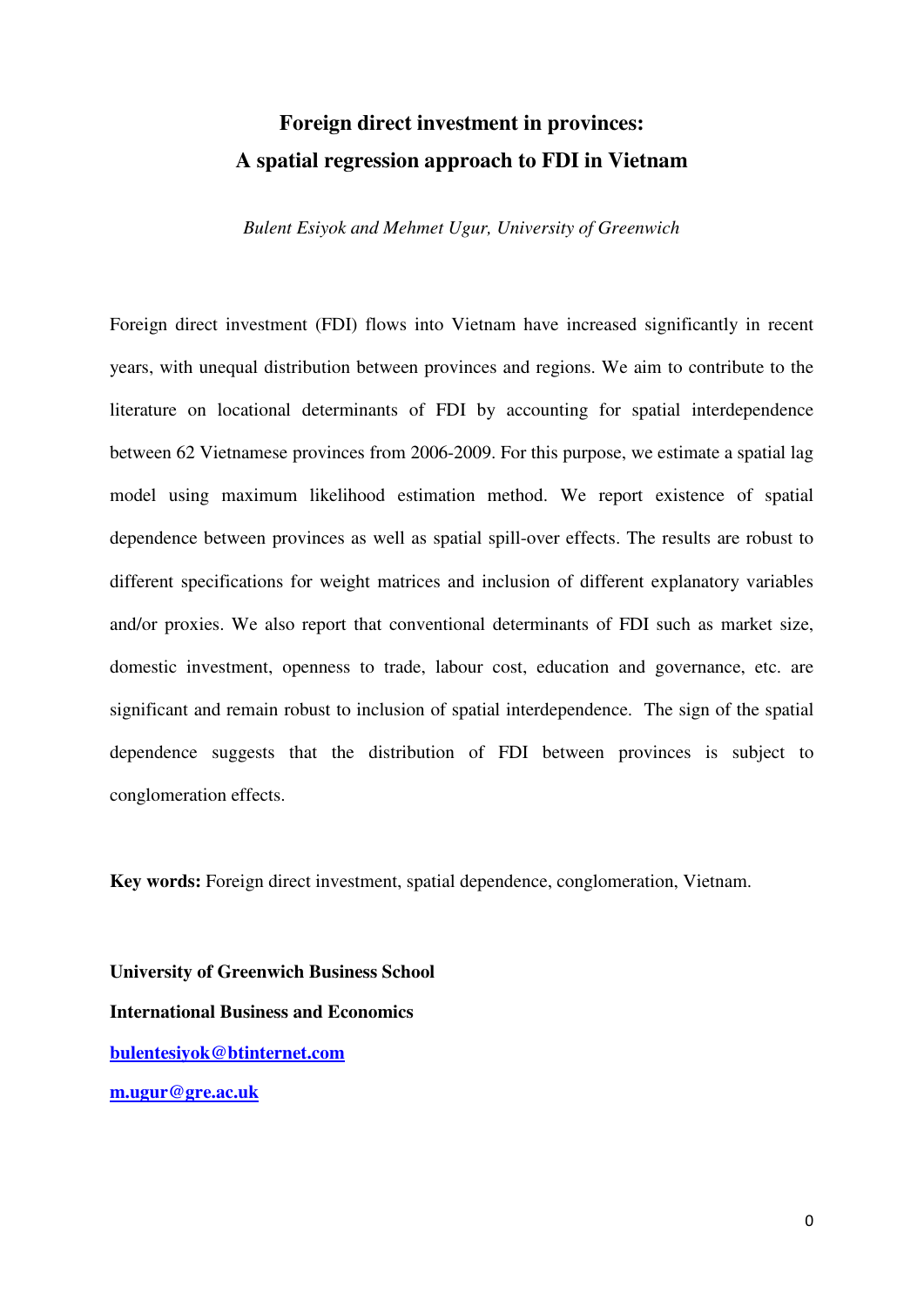# Foreign direct investment in provinces:
# A spatial regression approach to FDI in Vietnam

*Bulent Esiyok and Mehmet Ugur, University of Greenwich*

Foreign direct investment (FDI) flows into Vietnam have increased significantly in recent years, with unequal distribution between provinces and regions. We aim to contribute to the literature on locational determinants of FDI by accounting for spatial interdependence between 62 Vietnamese provinces from 2006-2009. For this purpose, we estimate a spatial lag model using maximum likelihood estimation method. We report existence of spatial dependence between provinces as well as spatial spill-over effects. The results are robust to different specifications for weight matrices and inclusion of different explanatory variables and/or proxies. We also report that conventional determinants of FDI such as market size, domestic investment, openness to trade, labour cost, education and governance, etc. are significant and remain robust to inclusion of spatial interdependence. The sign of the spatial dependence suggests that the distribution of FDI between provinces is subject to conglomeration effects.

**Key words:** Foreign direct investment, spatial dependence, conglomeration, Vietnam.

**University of Greenwich Business School**

**International Business and Economics**

**bulentesiyok@btinternet.com**

**m.ugur@gre.ac.uk**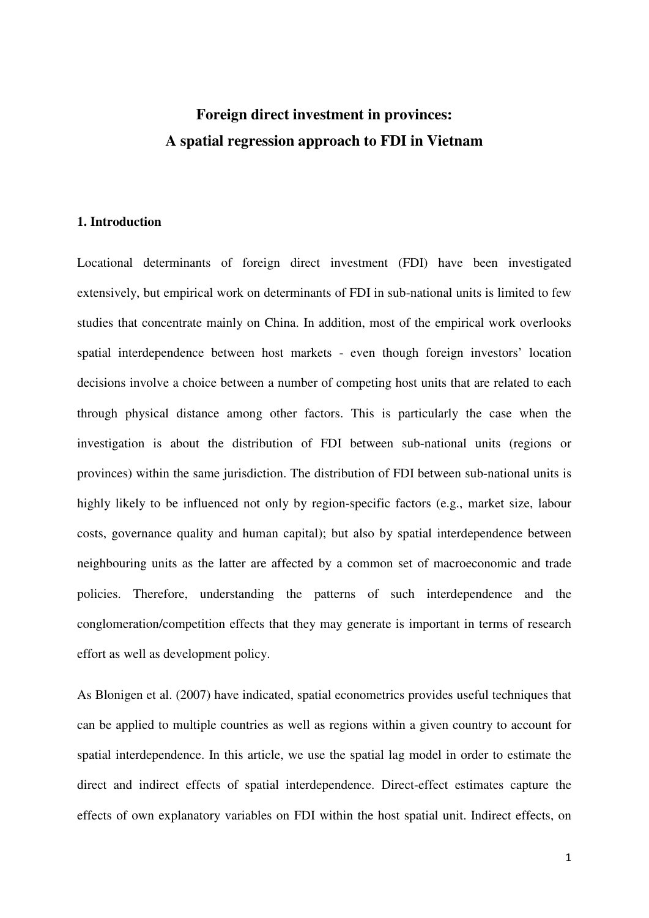# Foreign direct investment in provinces: A spatial regression approach to FDI in Vietnam

## 1. Introduction

Locational determinants of foreign direct investment (FDI) have been investigated extensively, but empirical work on determinants of FDI in sub-national units is limited to few studies that concentrate mainly on China. In addition, most of the empirical work overlooks spatial interdependence between host markets - even though foreign investors' location decisions involve a choice between a number of competing host units that are related to each through physical distance among other factors. This is particularly the case when the investigation is about the distribution of FDI between sub-national units (regions or provinces) within the same jurisdiction. The distribution of FDI between sub-national units is highly likely to be influenced not only by region-specific factors (e.g., market size, labour costs, governance quality and human capital); but also by spatial interdependence between neighbouring units as the latter are affected by a common set of macroeconomic and trade policies. Therefore, understanding the patterns of such interdependence and the conglomeration/competition effects that they may generate is important in terms of research effort as well as development policy.

As Blonigen et al. (2007) have indicated, spatial econometrics provides useful techniques that can be applied to multiple countries as well as regions within a given country to account for spatial interdependence. In this article, we use the spatial lag model in order to estimate the direct and indirect effects of spatial interdependence. Direct-effect estimates capture the effects of own explanatory variables on FDI within the host spatial unit. Indirect effects, on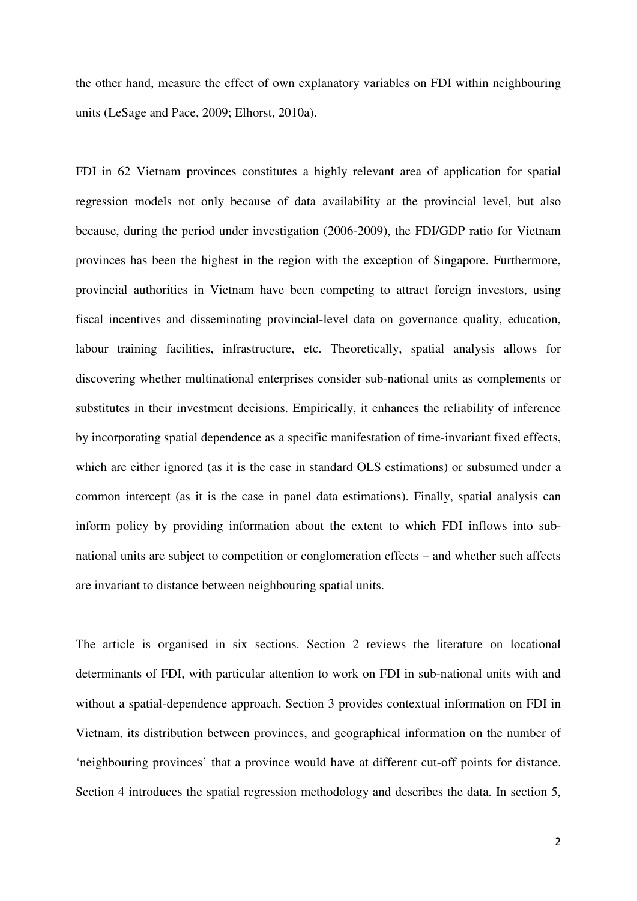the other hand, measure the effect of own explanatory variables on FDI within neighbouring units (LeSage and Pace, 2009; Elhorst, 2010a).

FDI in 62 Vietnam provinces constitutes a highly relevant area of application for spatial regression models not only because of data availability at the provincial level, but also because, during the period under investigation (2006-2009), the FDI/GDP ratio for Vietnam provinces has been the highest in the region with the exception of Singapore. Furthermore, provincial authorities in Vietnam have been competing to attract foreign investors, using fiscal incentives and disseminating provincial-level data on governance quality, education, labour training facilities, infrastructure, etc. Theoretically, spatial analysis allows for discovering whether multinational enterprises consider sub-national units as complements or substitutes in their investment decisions. Empirically, it enhances the reliability of inference by incorporating spatial dependence as a specific manifestation of time-invariant fixed effects, which are either ignored (as it is the case in standard OLS estimations) or subsumed under a common intercept (as it is the case in panel data estimations). Finally, spatial analysis can inform policy by providing information about the extent to which FDI inflows into sub-national units are subject to competition or conglomeration effects – and whether such affects are invariant to distance between neighbouring spatial units.

The article is organised in six sections. Section 2 reviews the literature on locational determinants of FDI, with particular attention to work on FDI in sub-national units with and without a spatial-dependence approach. Section 3 provides contextual information on FDI in Vietnam, its distribution between provinces, and geographical information on the number of 'neighbouring provinces' that a province would have at different cut-off points for distance. Section 4 introduces the spatial regression methodology and describes the data. In section 5,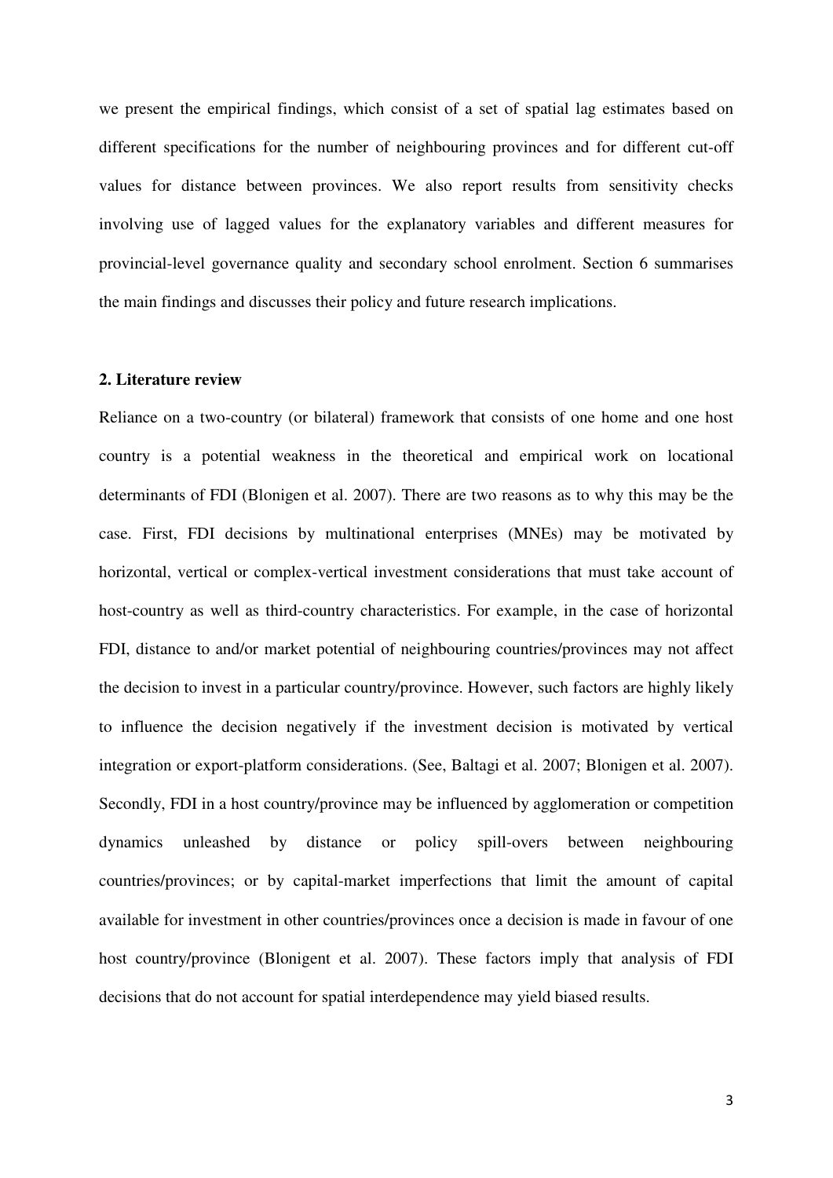we present the empirical findings, which consist of a set of spatial lag estimates based on different specifications for the number of neighbouring provinces and for different cut-off values for distance between provinces. We also report results from sensitivity checks involving use of lagged values for the explanatory variables and different measures for provincial-level governance quality and secondary school enrolment. Section 6 summarises the main findings and discusses their policy and future research implications.

## 2. Literature review

Reliance on a two-country (or bilateral) framework that consists of one home and one host country is a potential weakness in the theoretical and empirical work on locational determinants of FDI (Blonigen et al. 2007). There are two reasons as to why this may be the case. First, FDI decisions by multinational enterprises (MNEs) may be motivated by horizontal, vertical or complex-vertical investment considerations that must take account of host-country as well as third-country characteristics. For example, in the case of horizontal FDI, distance to and/or market potential of neighbouring countries/provinces may not affect the decision to invest in a particular country/province. However, such factors are highly likely to influence the decision negatively if the investment decision is motivated by vertical integration or export-platform considerations. (See, Baltagi et al. 2007; Blonigen et al. 2007). Secondly, FDI in a host country/province may be influenced by agglomeration or competition dynamics unleashed by distance or policy spill-overs between neighbouring countries/provinces; or by capital-market imperfections that limit the amount of capital available for investment in other countries/provinces once a decision is made in favour of one host country/province (Blonigent et al. 2007). These factors imply that analysis of FDI decisions that do not account for spatial interdependence may yield biased results.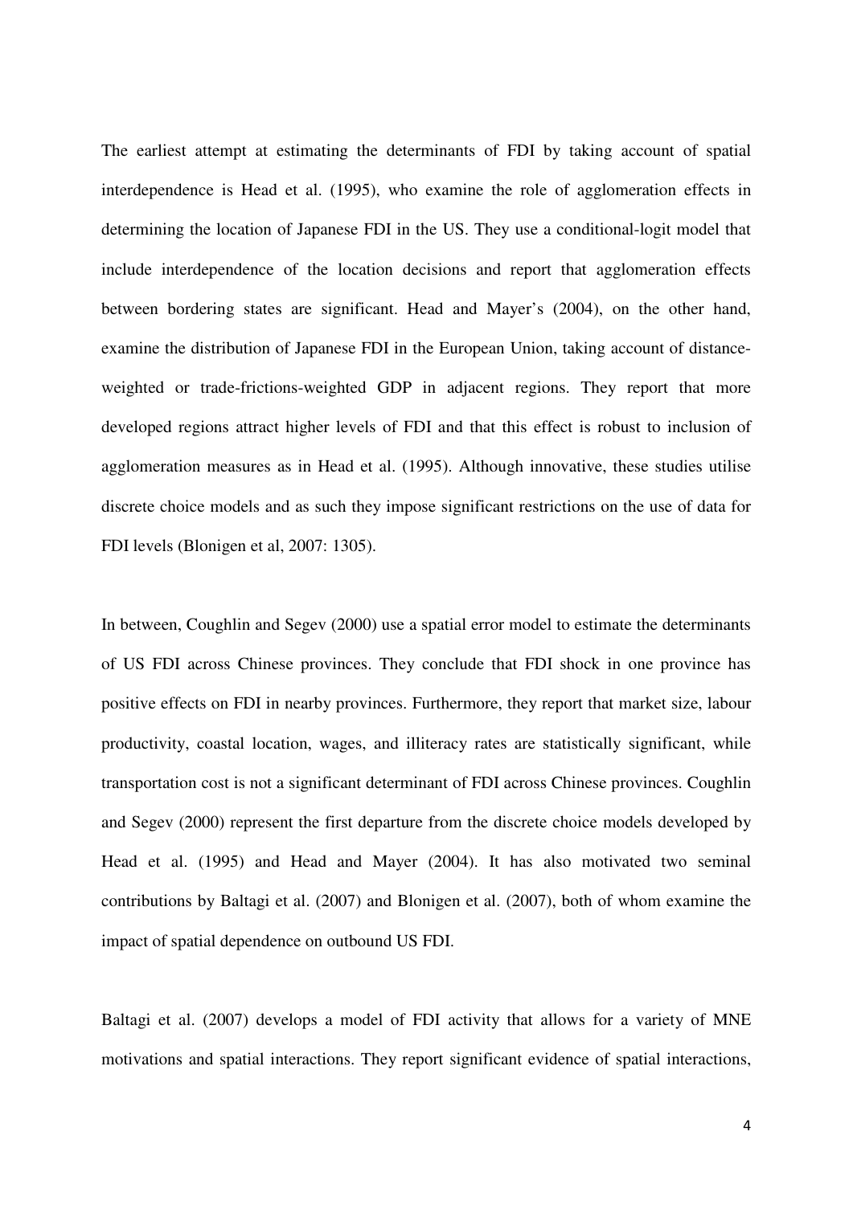The earliest attempt at estimating the determinants of FDI by taking account of spatial interdependence is Head et al. (1995), who examine the role of agglomeration effects in determining the location of Japanese FDI in the US. They use a conditional-logit model that include interdependence of the location decisions and report that agglomeration effects between bordering states are significant. Head and Mayer's (2004), on the other hand, examine the distribution of Japanese FDI in the European Union, taking account of distance-weighted or trade-frictions-weighted GDP in adjacent regions. They report that more developed regions attract higher levels of FDI and that this effect is robust to inclusion of agglomeration measures as in Head et al. (1995). Although innovative, these studies utilise discrete choice models and as such they impose significant restrictions on the use of data for FDI levels (Blonigen et al, 2007: 1305).

In between, Coughlin and Segev (2000) use a spatial error model to estimate the determinants of US FDI across Chinese provinces. They conclude that FDI shock in one province has positive effects on FDI in nearby provinces. Furthermore, they report that market size, labour productivity, coastal location, wages, and illiteracy rates are statistically significant, while transportation cost is not a significant determinant of FDI across Chinese provinces. Coughlin and Segev (2000) represent the first departure from the discrete choice models developed by Head et al. (1995) and Head and Mayer (2004). It has also motivated two seminal contributions by Baltagi et al. (2007) and Blonigen et al. (2007), both of whom examine the impact of spatial dependence on outbound US FDI.

Baltagi et al. (2007) develops a model of FDI activity that allows for a variety of MNE motivations and spatial interactions. They report significant evidence of spatial interactions,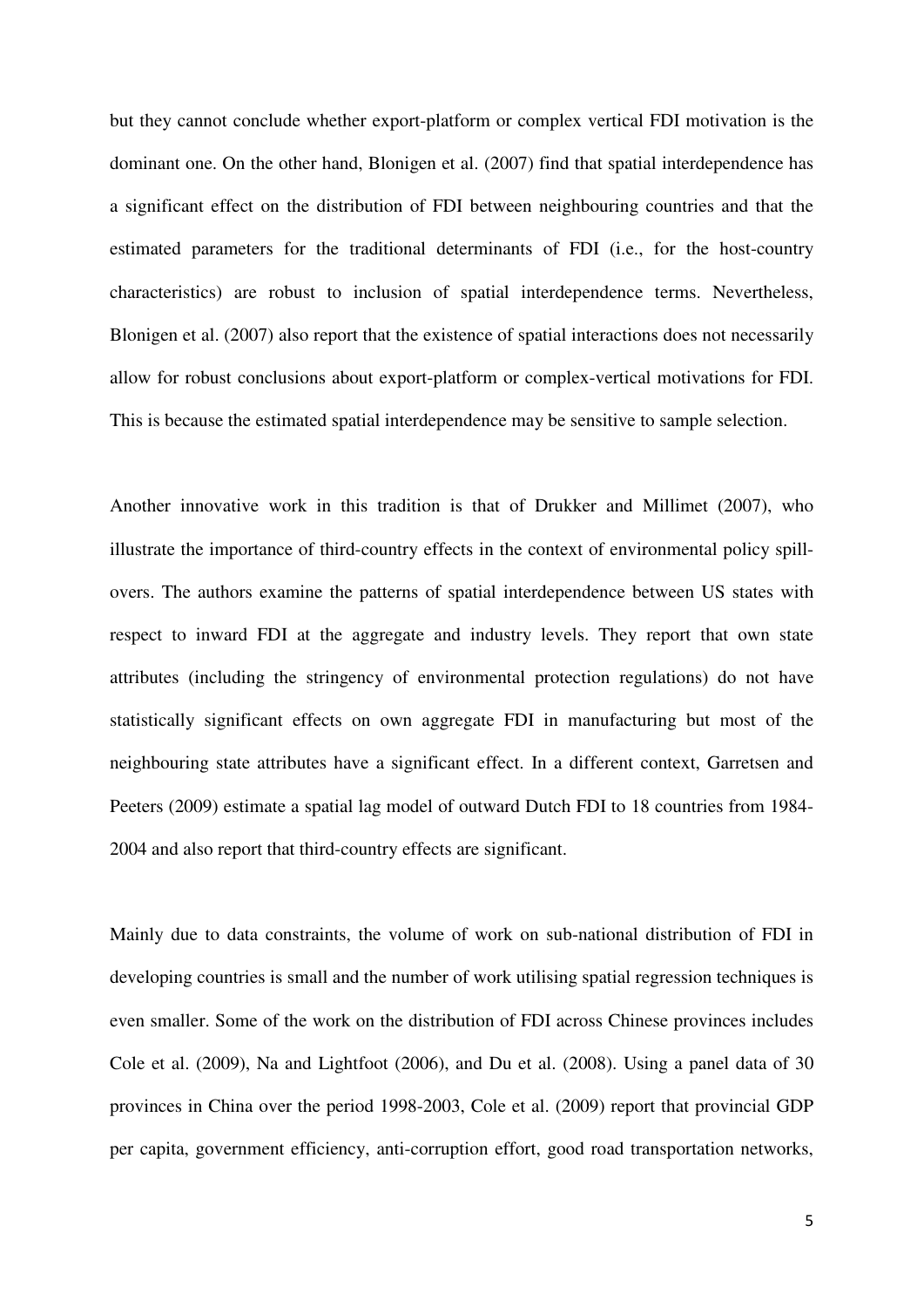but they cannot conclude whether export-platform or complex vertical FDI motivation is the dominant one. On the other hand, Blonigen et al. (2007) find that spatial interdependence has a significant effect on the distribution of FDI between neighbouring countries and that the estimated parameters for the traditional determinants of FDI (i.e., for the host-country characteristics) are robust to inclusion of spatial interdependence terms. Nevertheless, Blonigen et al. (2007) also report that the existence of spatial interactions does not necessarily allow for robust conclusions about export-platform or complex-vertical motivations for FDI. This is because the estimated spatial interdependence may be sensitive to sample selection.

Another innovative work in this tradition is that of Drukker and Millimet (2007), who illustrate the importance of third-country effects in the context of environmental policy spill-overs. The authors examine the patterns of spatial interdependence between US states with respect to inward FDI at the aggregate and industry levels. They report that own state attributes (including the stringency of environmental protection regulations) do not have statistically significant effects on own aggregate FDI in manufacturing but most of the neighbouring state attributes have a significant effect. In a different context, Garretsen and Peeters (2009) estimate a spatial lag model of outward Dutch FDI to 18 countries from 1984-2004 and also report that third-country effects are significant.

Mainly due to data constraints, the volume of work on sub-national distribution of FDI in developing countries is small and the number of work utilising spatial regression techniques is even smaller. Some of the work on the distribution of FDI across Chinese provinces includes Cole et al. (2009), Na and Lightfoot (2006), and Du et al. (2008). Using a panel data of 30 provinces in China over the period 1998-2003, Cole et al. (2009) report that provincial GDP per capita, government efficiency, anti-corruption effort, good road transportation networks,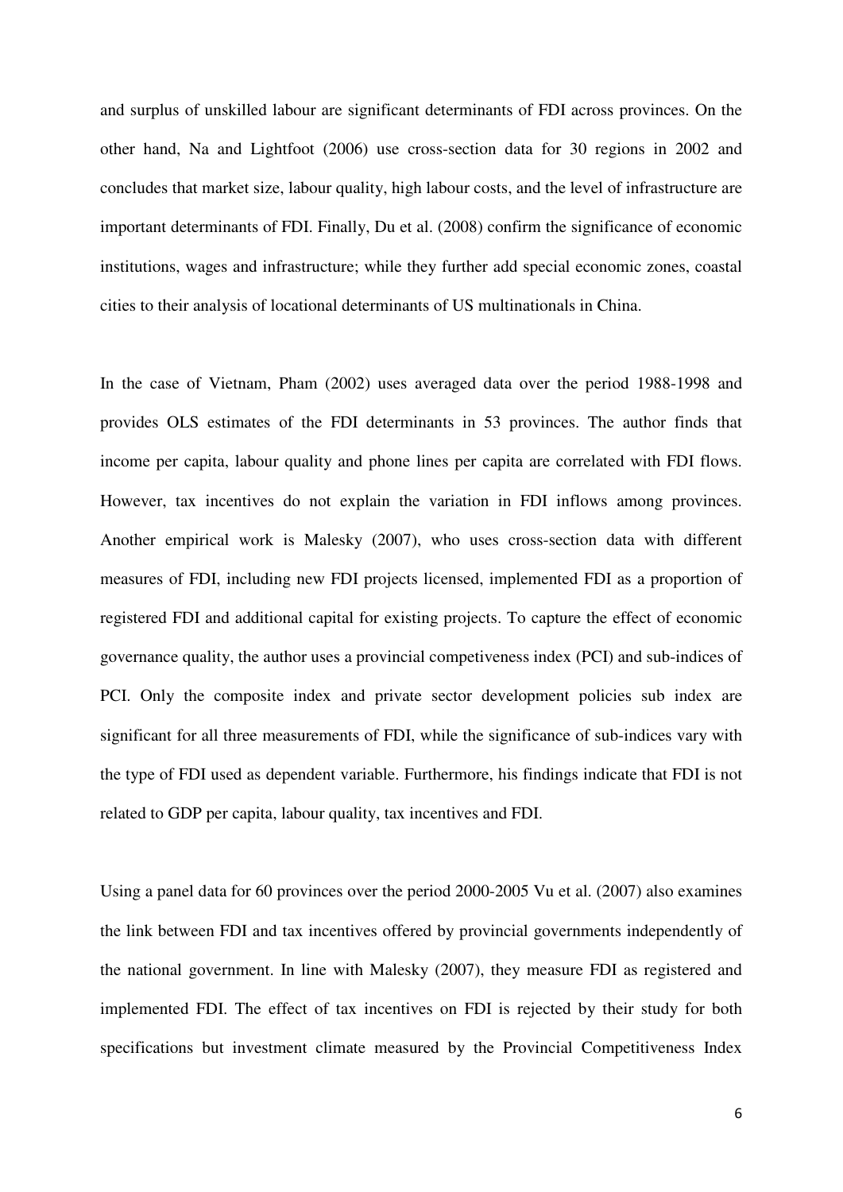and surplus of unskilled labour are significant determinants of FDI across provinces. On the other hand, Na and Lightfoot (2006) use cross-section data for 30 regions in 2002 and concludes that market size, labour quality, high labour costs, and the level of infrastructure are important determinants of FDI. Finally, Du et al. (2008) confirm the significance of economic institutions, wages and infrastructure; while they further add special economic zones, coastal cities to their analysis of locational determinants of US multinationals in China.

In the case of Vietnam, Pham (2002) uses averaged data over the period 1988-1998 and provides OLS estimates of the FDI determinants in 53 provinces. The author finds that income per capita, labour quality and phone lines per capita are correlated with FDI flows. However, tax incentives do not explain the variation in FDI inflows among provinces. Another empirical work is Malesky (2007), who uses cross-section data with different measures of FDI, including new FDI projects licensed, implemented FDI as a proportion of registered FDI and additional capital for existing projects. To capture the effect of economic governance quality, the author uses a provincial competiveness index (PCI) and sub-indices of PCI. Only the composite index and private sector development policies sub index are significant for all three measurements of FDI, while the significance of sub-indices vary with the type of FDI used as dependent variable. Furthermore, his findings indicate that FDI is not related to GDP per capita, labour quality, tax incentives and FDI.

Using a panel data for 60 provinces over the period 2000-2005 Vu et al. (2007) also examines the link between FDI and tax incentives offered by provincial governments independently of the national government. In line with Malesky (2007), they measure FDI as registered and implemented FDI. The effect of tax incentives on FDI is rejected by their study for both specifications but investment climate measured by the Provincial Competitiveness Index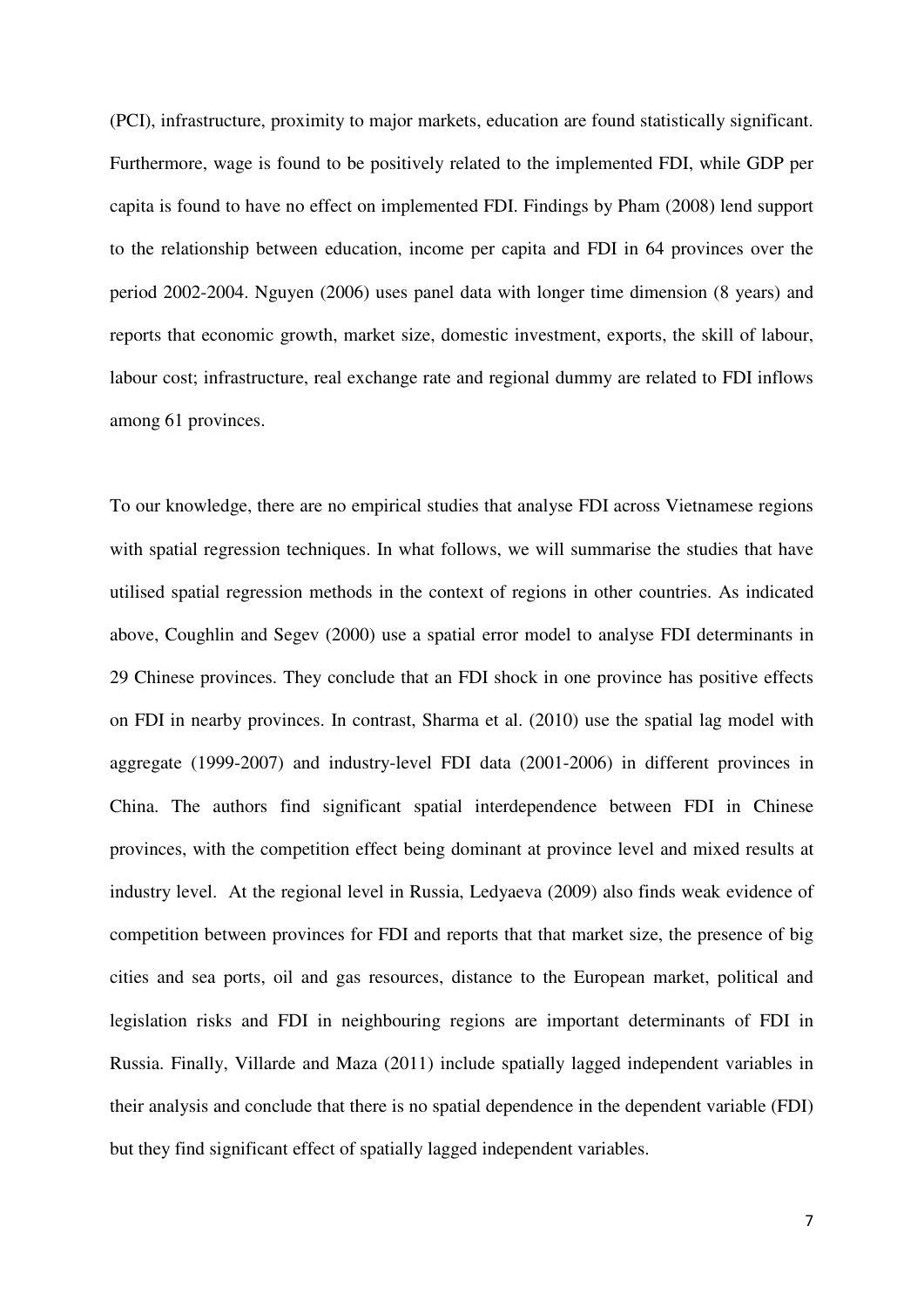(PCI), infrastructure, proximity to major markets, education are found statistically significant. Furthermore, wage is found to be positively related to the implemented FDI, while GDP per capita is found to have no effect on implemented FDI. Findings by Pham (2008) lend support to the relationship between education, income per capita and FDI in 64 provinces over the period 2002-2004. Nguyen (2006) uses panel data with longer time dimension (8 years) and reports that economic growth, market size, domestic investment, exports, the skill of labour, labour cost; infrastructure, real exchange rate and regional dummy are related to FDI inflows among 61 provinces.

To our knowledge, there are no empirical studies that analyse FDI across Vietnamese regions with spatial regression techniques. In what follows, we will summarise the studies that have utilised spatial regression methods in the context of regions in other countries. As indicated above, Coughlin and Segev (2000) use a spatial error model to analyse FDI determinants in 29 Chinese provinces. They conclude that an FDI shock in one province has positive effects on FDI in nearby provinces. In contrast, Sharma et al. (2010) use the spatial lag model with aggregate (1999-2007) and industry-level FDI data (2001-2006) in different provinces in China. The authors find significant spatial interdependence between FDI in Chinese provinces, with the competition effect being dominant at province level and mixed results at industry level. At the regional level in Russia, Ledyaeva (2009) also finds weak evidence of competition between provinces for FDI and reports that that market size, the presence of big cities and sea ports, oil and gas resources, distance to the European market, political and legislation risks and FDI in neighbouring regions are important determinants of FDI in Russia. Finally, Villarde and Maza (2011) include spatially lagged independent variables in their analysis and conclude that there is no spatial dependence in the dependent variable (FDI) but they find significant effect of spatially lagged independent variables.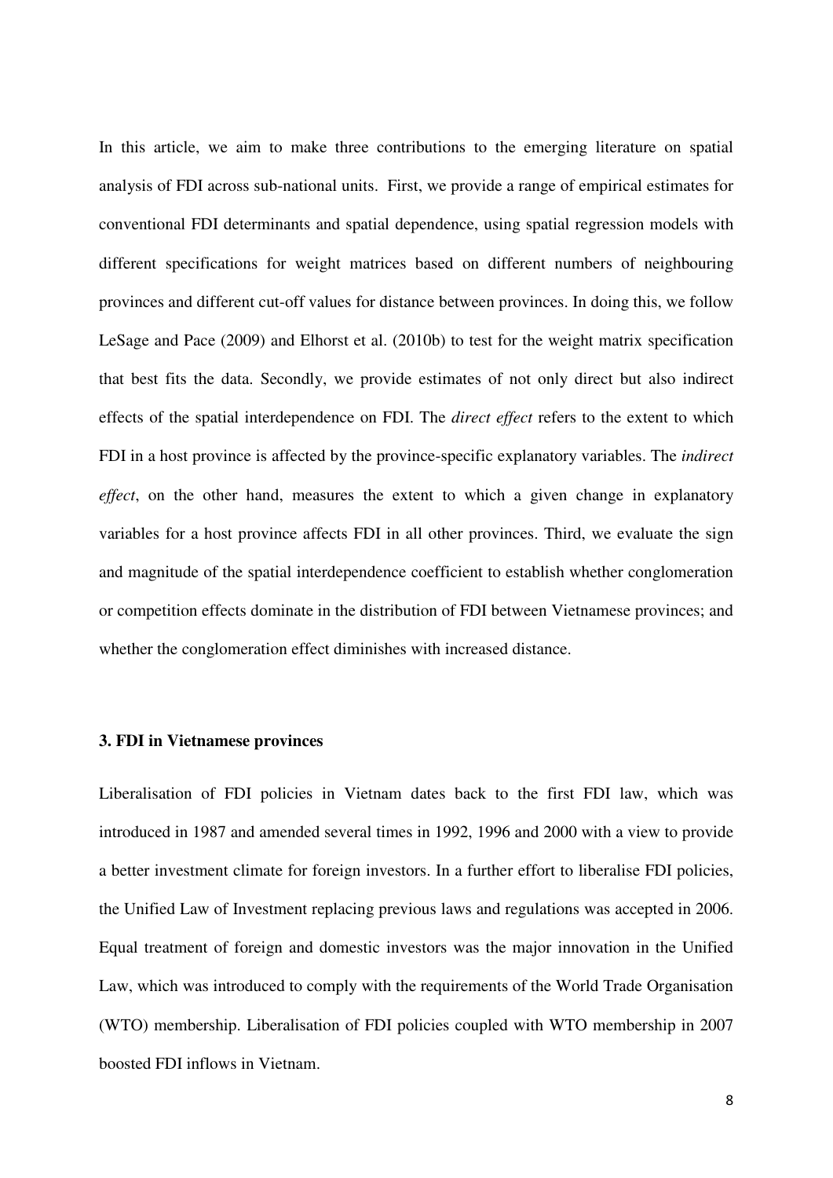In this article, we aim to make three contributions to the emerging literature on spatial analysis of FDI across sub-national units. First, we provide a range of empirical estimates for conventional FDI determinants and spatial dependence, using spatial regression models with different specifications for weight matrices based on different numbers of neighbouring provinces and different cut-off values for distance between provinces. In doing this, we follow LeSage and Pace (2009) and Elhorst et al. (2010b) to test for the weight matrix specification that best fits the data. Secondly, we provide estimates of not only direct but also indirect effects of the spatial interdependence on FDI. The *direct effect* refers to the extent to which FDI in a host province is affected by the province-specific explanatory variables. The *indirect effect*, on the other hand, measures the extent to which a given change in explanatory variables for a host province affects FDI in all other provinces. Third, we evaluate the sign and magnitude of the spatial interdependence coefficient to establish whether conglomeration or competition effects dominate in the distribution of FDI between Vietnamese provinces; and whether the conglomeration effect diminishes with increased distance.

## 3. FDI in Vietnamese provinces

Liberalisation of FDI policies in Vietnam dates back to the first FDI law, which was introduced in 1987 and amended several times in 1992, 1996 and 2000 with a view to provide a better investment climate for foreign investors. In a further effort to liberalise FDI policies, the Unified Law of Investment replacing previous laws and regulations was accepted in 2006. Equal treatment of foreign and domestic investors was the major innovation in the Unified Law, which was introduced to comply with the requirements of the World Trade Organisation (WTO) membership. Liberalisation of FDI policies coupled with WTO membership in 2007 boosted FDI inflows in Vietnam.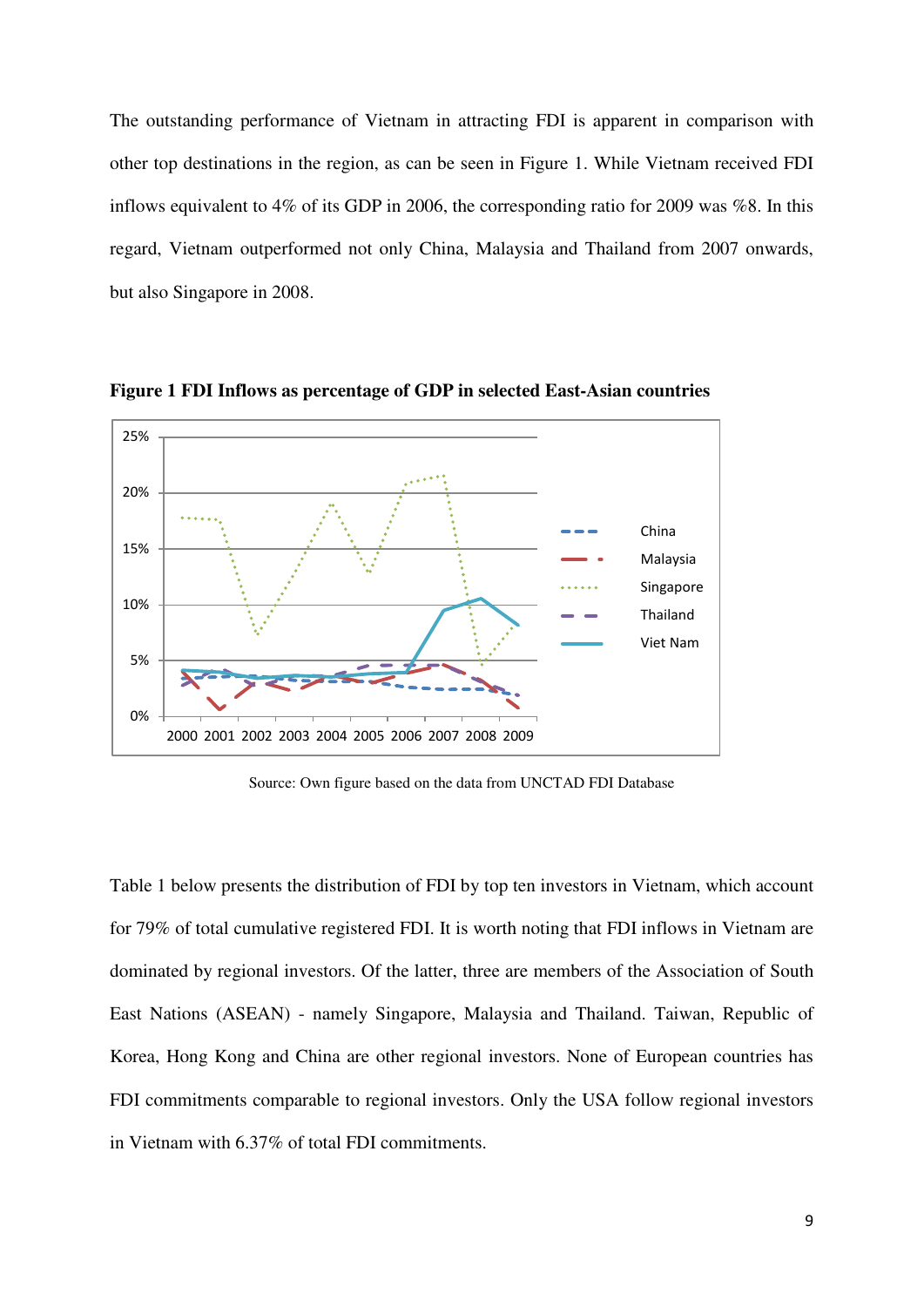The outstanding performance of Vietnam in attracting FDI is apparent in comparison with other top destinations in the region, as can be seen in Figure 1. While Vietnam received FDI inflows equivalent to 4% of its GDP in 2006, the corresponding ratio for 2009 was %8. In this regard, Vietnam outperformed not only China, Malaysia and Thailand from 2007 onwards, but also Singapore in 2008.

**Figure 1 FDI Inflows as percentage of GDP in selected East-Asian countries**

Source: Own figure based on the data from UNCTAD FDI Database

Table 1 below presents the distribution of FDI by top ten investors in Vietnam, which account for 79% of total cumulative registered FDI. It is worth noting that FDI inflows in Vietnam are dominated by regional investors. Of the latter, three are members of the Association of South East Nations (ASEAN) - namely Singapore, Malaysia and Thailand. Taiwan, Republic of Korea, Hong Kong and China are other regional investors. None of European countries has FDI commitments comparable to regional investors. Only the USA follow regional investors in Vietnam with 6.37% of total FDI commitments.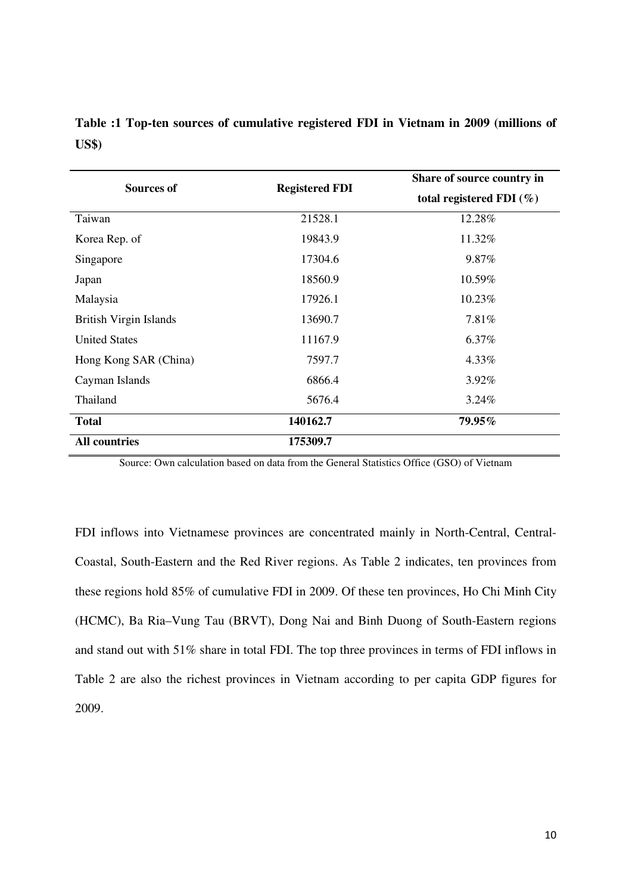**Table :1 Top-ten sources of cumulative registered FDI in Vietnam in 2009 (millions of US$)**

| Sources of | Registered FDI | Share of source country in total registered FDI (%) |
|---|---|---|
| Taiwan | 21528.1 | 12.28% |
| Korea Rep. of | 19843.9 | 11.32% |
| Singapore | 17304.6 | 9.87% |
| Japan | 18560.9 | 10.59% |
| Malaysia | 17926.1 | 10.23% |
| British Virgin Islands | 13690.7 | 7.81% |
| United States | 11167.9 | 6.37% |
| Hong Kong SAR (China) | 7597.7 | 4.33% |
| Cayman Islands | 6866.4 | 3.92% |
| Thailand | 5676.4 | 3.24% |
| **Total** | **140162.7** | **79.95%** |
| **All countries** | **175309.7** | |

Source: Own calculation based on data from the General Statistics Office (GSO) of Vietnam

FDI inflows into Vietnamese provinces are concentrated mainly in North-Central, Central-Coastal, South-Eastern and the Red River regions. As Table 2 indicates, ten provinces from these regions hold 85% of cumulative FDI in 2009. Of these ten provinces, Ho Chi Minh City (HCMC), Ba Ria–Vung Tau (BRVT), Dong Nai and Binh Duong of South-Eastern regions and stand out with 51% share in total FDI. The top three provinces in terms of FDI inflows in Table 2 are also the richest provinces in Vietnam according to per capita GDP figures for 2009.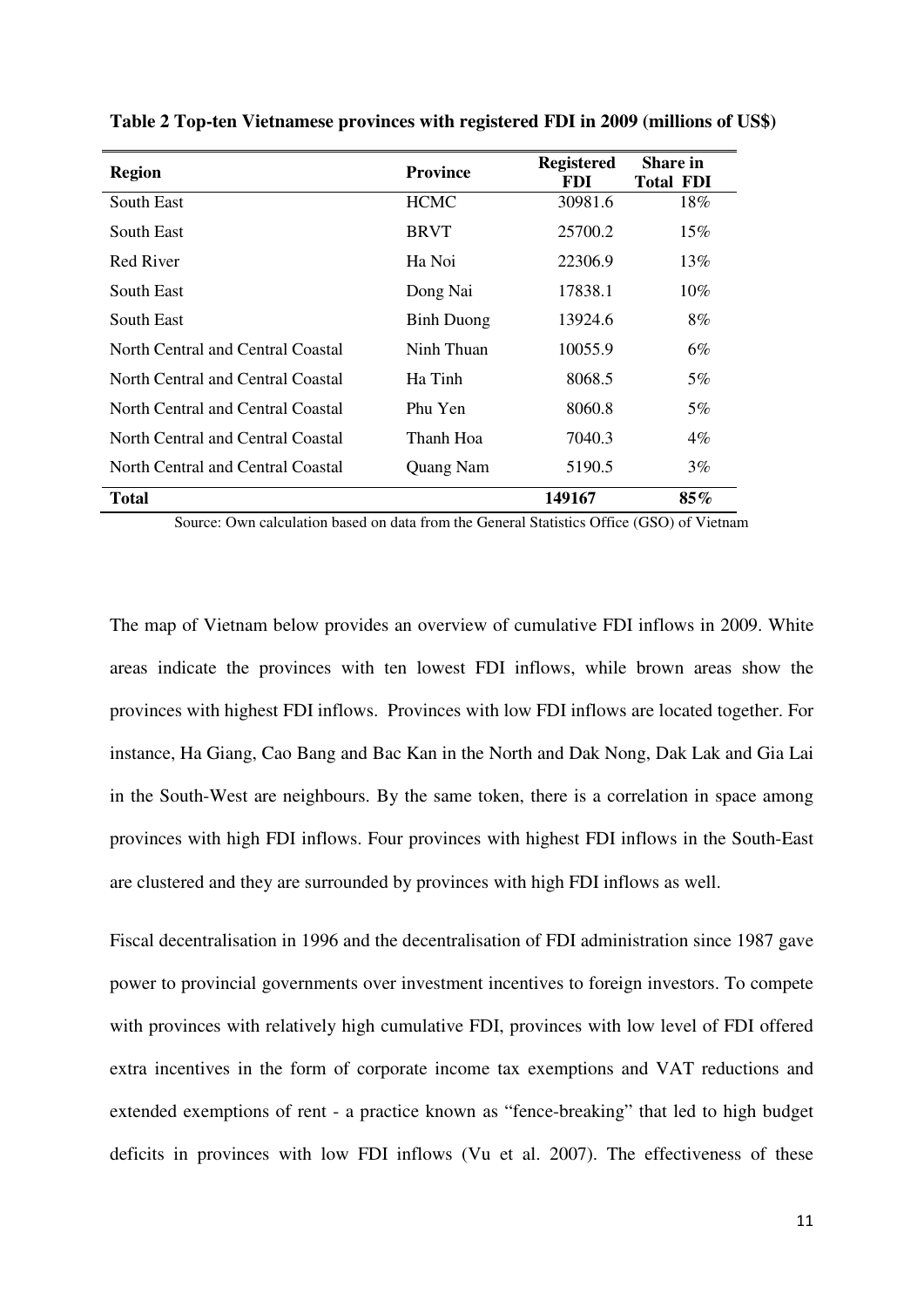**Table 2 Top-ten Vietnamese provinces with registered FDI in 2009 (millions of US$)**

| Region | Province | Registered FDI | Share in Total FDI |
|---|---|---|---|
| South East | HCMC | 30981.6 | 18% |
| South East | BRVT | 25700.2 | 15% |
| Red River | Ha Noi | 22306.9 | 13% |
| South East | Dong Nai | 17838.1 | 10% |
| South East | Binh Duong | 13924.6 | 8% |
| North Central and Central Coastal | Ninh Thuan | 10055.9 | 6% |
| North Central and Central Coastal | Ha Tinh | 8068.5 | 5% |
| North Central and Central Coastal | Phu Yen | 8060.8 | 5% |
| North Central and Central Coastal | Thanh Hoa | 7040.3 | 4% |
| North Central and Central Coastal | Quang Nam | 5190.5 | 3% |
| **Total** | | **149167** | **85%** |

Source: Own calculation based on data from the General Statistics Office (GSO) of Vietnam

The map of Vietnam below provides an overview of cumulative FDI inflows in 2009. White areas indicate the provinces with ten lowest FDI inflows, while brown areas show the provinces with highest FDI inflows. Provinces with low FDI inflows are located together. For instance, Ha Giang, Cao Bang and Bac Kan in the North and Dak Nong, Dak Lak and Gia Lai in the South-West are neighbours. By the same token, there is a correlation in space among provinces with high FDI inflows. Four provinces with highest FDI inflows in the South-East are clustered and they are surrounded by provinces with high FDI inflows as well.

Fiscal decentralisation in 1996 and the decentralisation of FDI administration since 1987 gave power to provincial governments over investment incentives to foreign investors. To compete with provinces with relatively high cumulative FDI, provinces with low level of FDI offered extra incentives in the form of corporate income tax exemptions and VAT reductions and extended exemptions of rent - a practice known as "fence-breaking" that led to high budget deficits in provinces with low FDI inflows (Vu et al. 2007). The effectiveness of these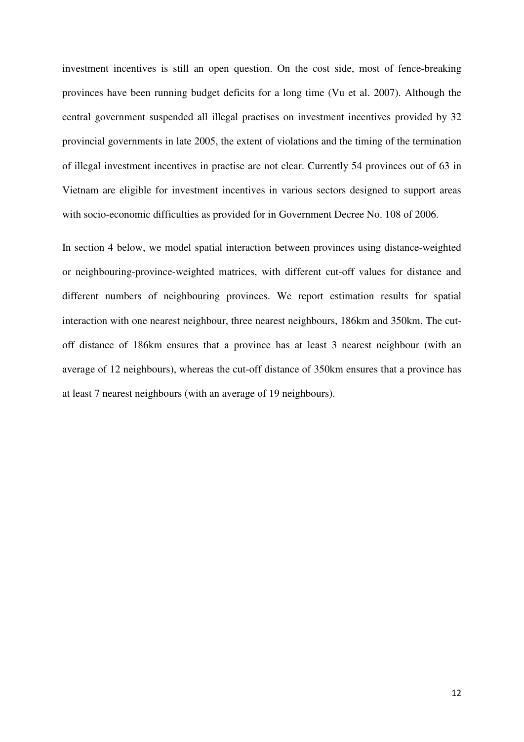investment incentives is still an open question. On the cost side, most of fence-breaking provinces have been running budget deficits for a long time (Vu et al. 2007). Although the central government suspended all illegal practises on investment incentives provided by 32 provincial governments in late 2005, the extent of violations and the timing of the termination of illegal investment incentives in practise are not clear. Currently 54 provinces out of 63 in Vietnam are eligible for investment incentives in various sectors designed to support areas with socio-economic difficulties as provided for in Government Decree No. 108 of 2006.

In section 4 below, we model spatial interaction between provinces using distance-weighted or neighbouring-province-weighted matrices, with different cut-off values for distance and different numbers of neighbouring provinces. We report estimation results for spatial interaction with one nearest neighbour, three nearest neighbours, 186km and 350km. The cut-off distance of 186km ensures that a province has at least 3 nearest neighbour (with an average of 12 neighbours), whereas the cut-off distance of 350km ensures that a province has at least 7 nearest neighbours (with an average of 19 neighbours).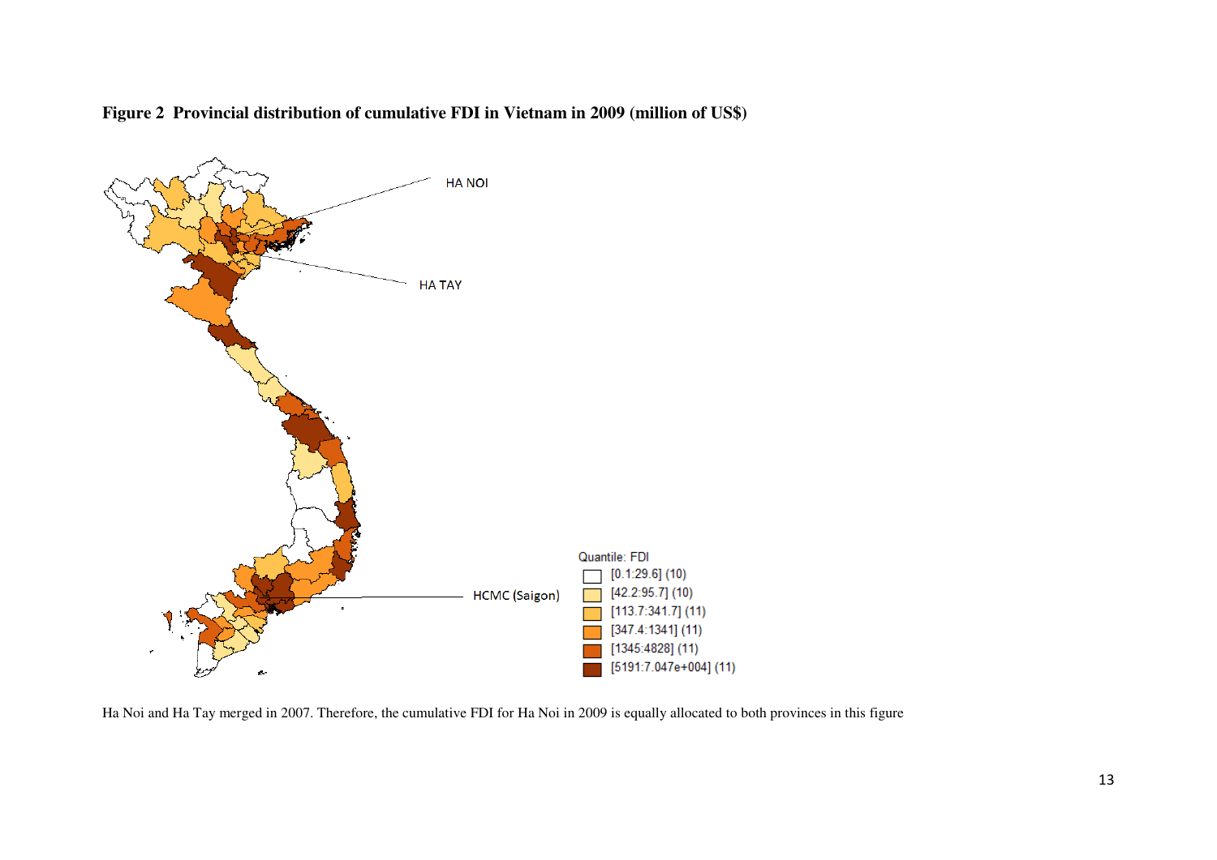**Figure 2 Provincial distribution of cumulative FDI in Vietnam in 2009 (million of US$)**

Ha Noi and Ha Tay merged in 2007. Therefore, the cumulative FDI for Ha Noi in 2009 is equally allocated to both provinces in this figure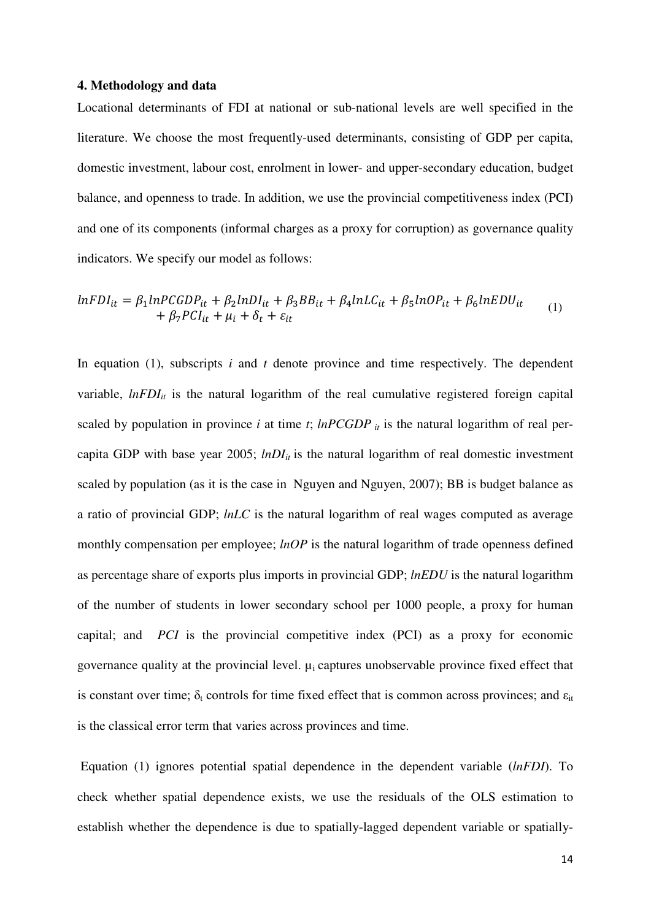#### 4. Methodology and data

Locational determinants of FDI at national or sub-national levels are well specified in the literature. We choose the most frequently-used determinants, consisting of GDP per capita, domestic investment, labour cost, enrolment in lower- and upper-secondary education, budget balance, and openness to trade. In addition, we use the provincial competitiveness index (PCI) and one of its components (informal charges as a proxy for corruption) as governance quality indicators. We specify our model as follows:

$$lnFDI_{it} = \beta_1 lnPCGDP_{it} + \beta_2 lnDI_{it} + \beta_3 BB_{it} + \beta_4 lnLC_{it} + \beta_5 lnOP_{it} + \beta_6 lnEDU_{it} + \beta_7 PCI_{it} + \mu_i + \delta_t + \varepsilon_{it} \quad (1)$$

In equation (1), subscripts *i* and *t* denote province and time respectively. The dependent variable, $lnFDI_{it}$ is the natural logarithm of the real cumulative registered foreign capital scaled by population in province *i* at time *t*; $lnPCGDP_{it}$ is the natural logarithm of real per-capita GDP with base year 2005; $lnDI_{it}$ is the natural logarithm of real domestic investment scaled by population (as it is the case in Nguyen and Nguyen, 2007); BB is budget balance as a ratio of provincial GDP; *lnLC* is the natural logarithm of real wages computed as average monthly compensation per employee; *lnOP* is the natural logarithm of trade openness defined as percentage share of exports plus imports in provincial GDP; *lnEDU* is the natural logarithm of the number of students in lower secondary school per 1000 people, a proxy for human capital; and *PCI* is the provincial competitive index (PCI) as a proxy for economic governance quality at the provincial level. $\mu_i$ captures unobservable province fixed effect that is constant over time; $\delta_t$ controls for time fixed effect that is common across provinces; and $\varepsilon_{it}$ is the classical error term that varies across provinces and time.

Equation (1) ignores potential spatial dependence in the dependent variable (*lnFDI*). To check whether spatial dependence exists, we use the residuals of the OLS estimation to establish whether the dependence is due to spatially-lagged dependent variable or spatially-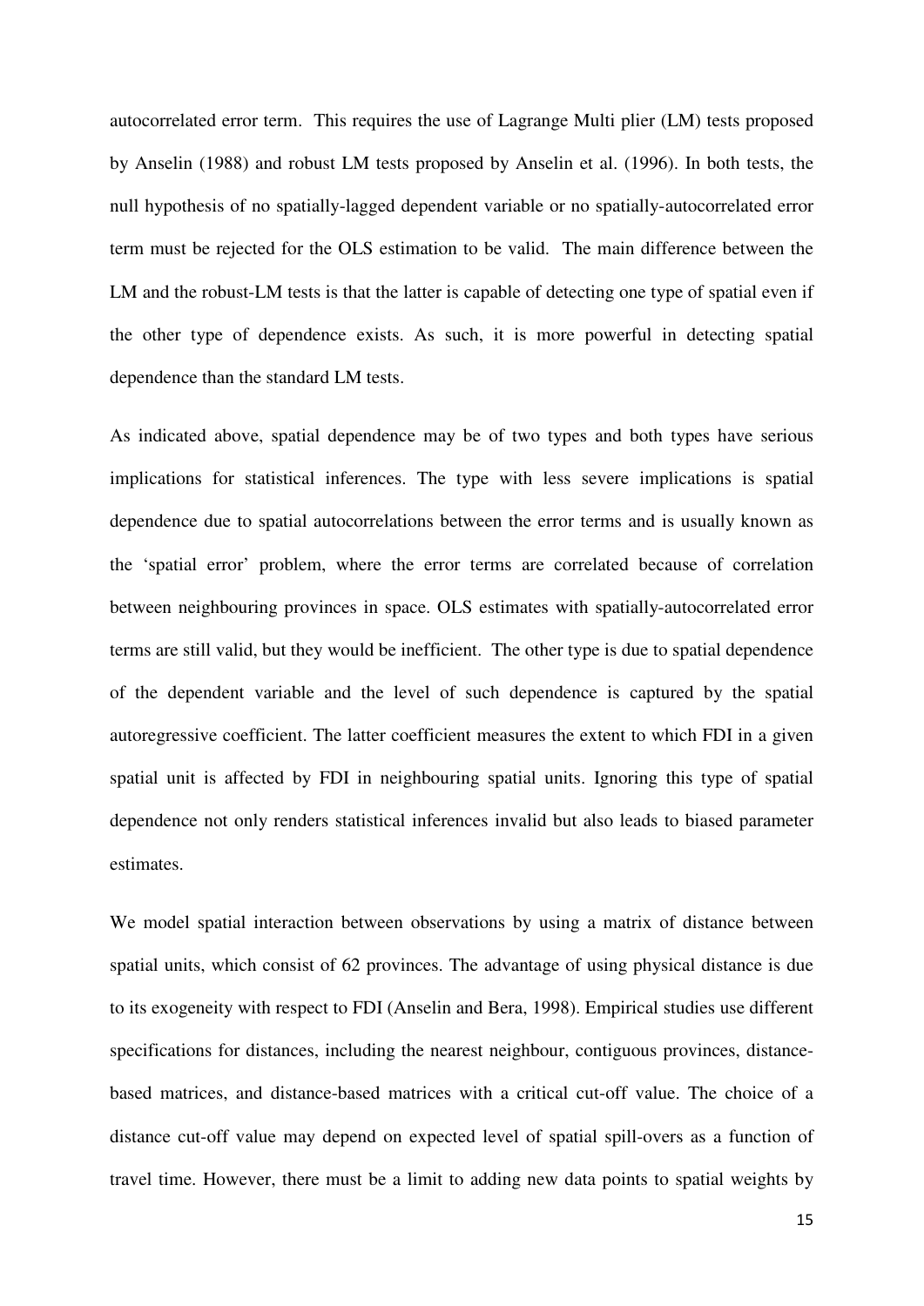autocorrelated error term. This requires the use of Lagrange Multi plier (LM) tests proposed by Anselin (1988) and robust LM tests proposed by Anselin et al. (1996). In both tests, the null hypothesis of no spatially-lagged dependent variable or no spatially-autocorrelated error term must be rejected for the OLS estimation to be valid. The main difference between the LM and the robust-LM tests is that the latter is capable of detecting one type of spatial even if the other type of dependence exists. As such, it is more powerful in detecting spatial dependence than the standard LM tests.

As indicated above, spatial dependence may be of two types and both types have serious implications for statistical inferences. The type with less severe implications is spatial dependence due to spatial autocorrelations between the error terms and is usually known as the 'spatial error' problem, where the error terms are correlated because of correlation between neighbouring provinces in space. OLS estimates with spatially-autocorrelated error terms are still valid, but they would be inefficient. The other type is due to spatial dependence of the dependent variable and the level of such dependence is captured by the spatial autoregressive coefficient. The latter coefficient measures the extent to which FDI in a given spatial unit is affected by FDI in neighbouring spatial units. Ignoring this type of spatial dependence not only renders statistical inferences invalid but also leads to biased parameter estimates.

We model spatial interaction between observations by using a matrix of distance between spatial units, which consist of 62 provinces. The advantage of using physical distance is due to its exogeneity with respect to FDI (Anselin and Bera, 1998). Empirical studies use different specifications for distances, including the nearest neighbour, contiguous provinces, distance-based matrices, and distance-based matrices with a critical cut-off value. The choice of a distance cut-off value may depend on expected level of spatial spill-overs as a function of travel time. However, there must be a limit to adding new data points to spatial weights by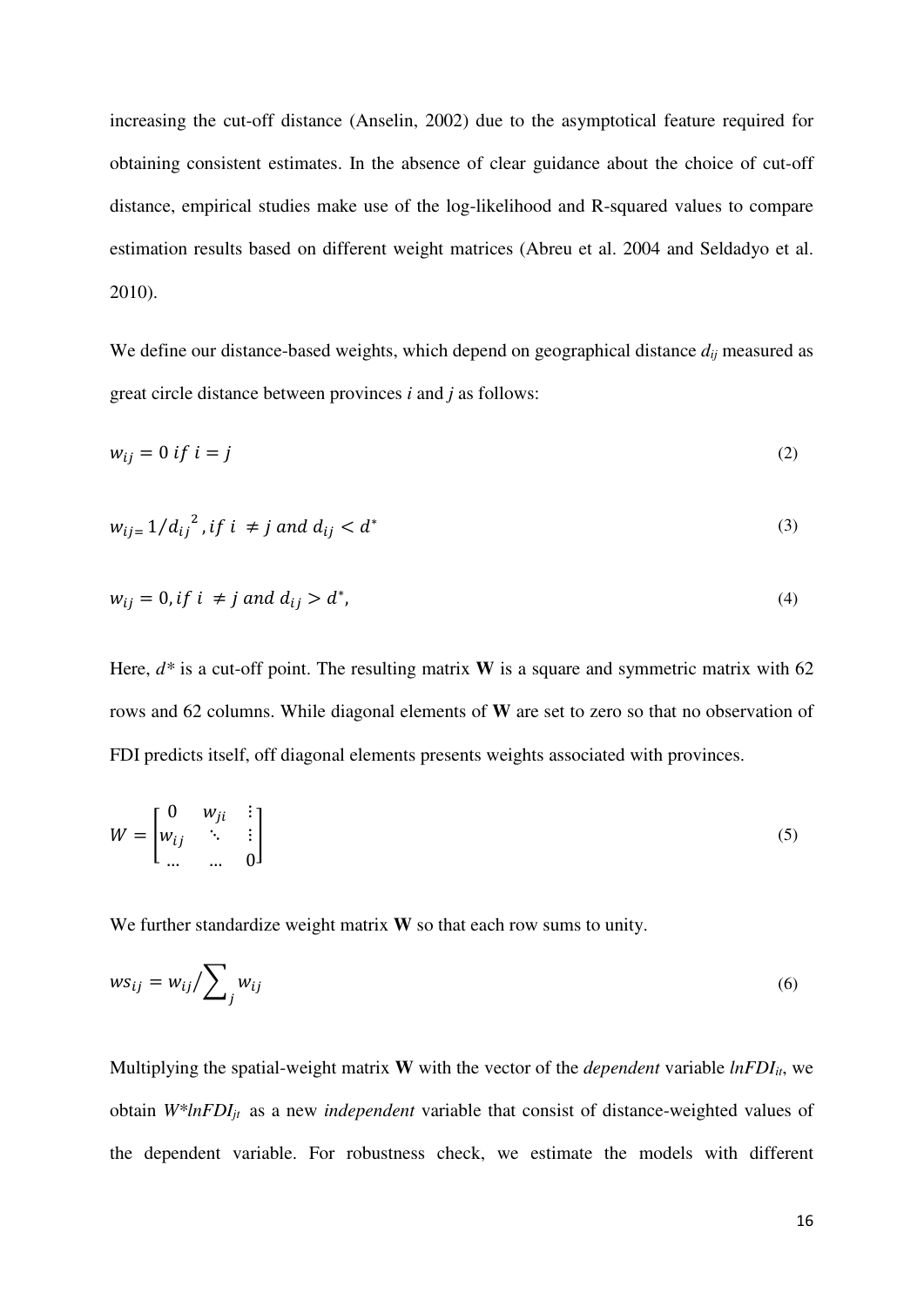increasing the cut-off distance (Anselin, 2002) due to the asymptotical feature required for obtaining consistent estimates. In the absence of clear guidance about the choice of cut-off distance, empirical studies make use of the log-likelihood and R-squared values to compare estimation results based on different weight matrices (Abreu et al. 2004 and Seldadyo et al. 2010).

We define our distance-based weights, which depend on geographical distance $d_{ij}$ measured as great circle distance between provinces $i$ and $j$ as follows:

$$w_{ij} = 0 \; if \; i = j \tag{2}$$

$$w_{ij} = 1/{d_{ij}}^2, if \; i \neq j \; and \; d_{ij} < d^* \tag{3}$$

$$w_{ij} = 0, if \; i \neq j \; and \; d_{ij} > d^*, \tag{4}$$

Here, $d^*$ is a cut-off point. The resulting matrix **W** is a square and symmetric matrix with 62 rows and 62 columns. While diagonal elements of **W** are set to zero so that no observation of FDI predicts itself, off diagonal elements presents weights associated with provinces.

$$W = \begin{bmatrix} 0 & w_{ji} & \vdots \\ w_{ij} & \ddots & \vdots \\ \dots & \dots & 0 \end{bmatrix} \tag{5}$$

We further standardize weight matrix **W** so that each row sums to unity.

$$ws_{ij} = w_{ij} / \sum_j w_{ij} \tag{6}$$

Multiplying the spatial-weight matrix **W** with the vector of the *dependent* variable $lnFDI_{it}$, we obtain $W{*}lnFDI_{jt}$ as a new *independent* variable that consist of distance-weighted values of the dependent variable. For robustness check, we estimate the models with different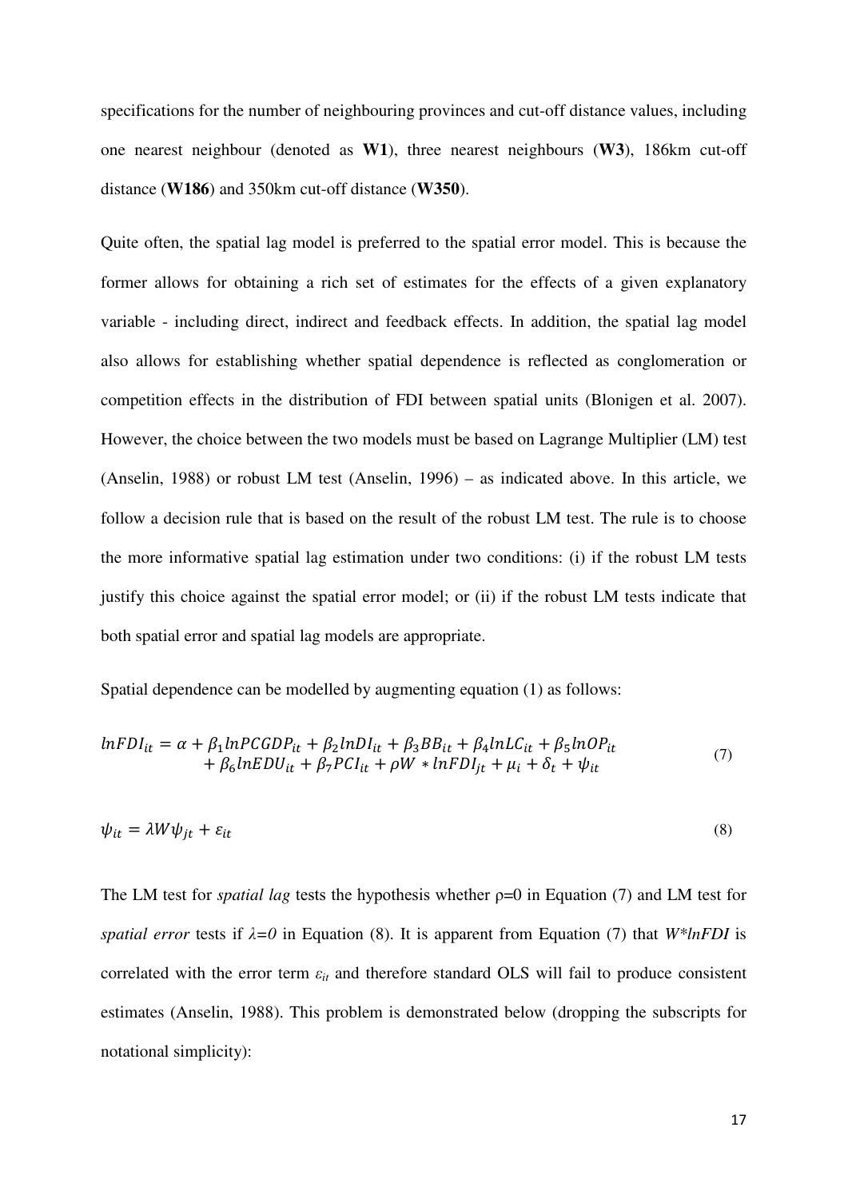specifications for the number of neighbouring provinces and cut-off distance values, including one nearest neighbour (denoted as **W1**), three nearest neighbours (**W3**), 186km cut-off distance (**W186**) and 350km cut-off distance (**W350**).

Quite often, the spatial lag model is preferred to the spatial error model. This is because the former allows for obtaining a rich set of estimates for the effects of a given explanatory variable - including direct, indirect and feedback effects. In addition, the spatial lag model also allows for establishing whether spatial dependence is reflected as conglomeration or competition effects in the distribution of FDI between spatial units (Blonigen et al. 2007). However, the choice between the two models must be based on Lagrange Multiplier (LM) test (Anselin, 1988) or robust LM test (Anselin, 1996) – as indicated above. In this article, we follow a decision rule that is based on the result of the robust LM test. The rule is to choose the more informative spatial lag estimation under two conditions: (i) if the robust LM tests justify this choice against the spatial error model; or (ii) if the robust LM tests indicate that both spatial error and spatial lag models are appropriate.

Spatial dependence can be modelled by augmenting equation (1) as follows:

$$lnFDI_{it} = \alpha + \beta_1 lnPCGDP_{it} + \beta_2 lnDI_{it} + \beta_3 BB_{it} + \beta_4 lnLC_{it} + \beta_5 lnOP_{it} + \beta_6 lnEDU_{it} + \beta_7 PCI_{it} + \rho W * lnFDI_{jt} + \mu_i + \delta_t + \psi_{it} \tag{7}$$

$$\psi_{it} = \lambda W \psi_{jt} + \varepsilon_{it} \tag{8}$$

The LM test for *spatial lag* tests the hypothesis whether $\rho=0$ in Equation (7) and LM test for *spatial error* tests if $\lambda=0$ in Equation (8). It is apparent from Equation (7) that $W*lnFDI$ is correlated with the error term $\varepsilon_{it}$ and therefore standard OLS will fail to produce consistent estimates (Anselin, 1988). This problem is demonstrated below (dropping the subscripts for notational simplicity):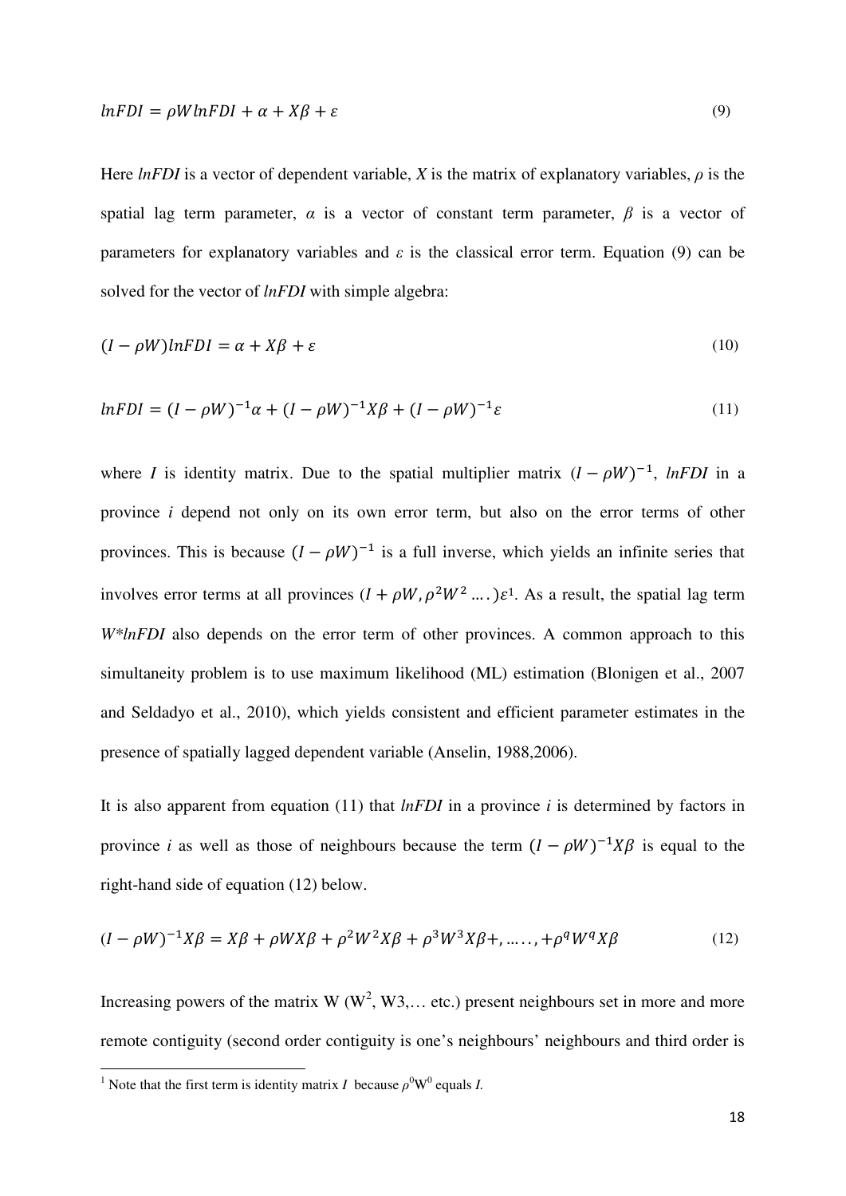$$lnFDI = \rho W lnFDI + \alpha + X\beta + \varepsilon \tag{9}$$

Here *lnFDI* is a vector of dependent variable, *X* is the matrix of explanatory variables, $\rho$ is the spatial lag term parameter, $\alpha$ is a vector of constant term parameter, $\beta$ is a vector of parameters for explanatory variables and $\varepsilon$ is the classical error term. Equation (9) can be solved for the vector of *lnFDI* with simple algebra:

$$(I - \rho W)lnFDI = \alpha + X\beta + \varepsilon \tag{10}$$

$$lnFDI = (I - \rho W)^{-1}\alpha + (I - \rho W)^{-1}X\beta + (I - \rho W)^{-1}\varepsilon \tag{11}$$

where *I* is identity matrix. Due to the spatial multiplier matrix $(I - \rho W)^{-1}$, *lnFDI* in a province *i* depend not only on its own error term, but also on the error terms of other provinces. This is because $(I - \rho W)^{-1}$ is a full inverse, which yields an infinite series that involves error terms at all provinces $(I + \rho W, \rho^2 W^2 \ldots.)\varepsilon$[1]. As a result, the spatial lag term *W*lnFDI* also depends on the error term of other provinces. A common approach to this simultaneity problem is to use maximum likelihood (ML) estimation (Blonigen et al., 2007 and Seldadyo et al., 2010), which yields consistent and efficient parameter estimates in the presence of spatially lagged dependent variable (Anselin, 1988,2006).

It is also apparent from equation (11) that *lnFDI* in a province *i* is determined by factors in province *i* as well as those of neighbours because the term $(I - \rho W)^{-1}X\beta$ is equal to the right-hand side of equation (12) below.

$$(I - \rho W)^{-1}X\beta = X\beta + \rho W X\beta + \rho^2 W^2 X\beta + \rho^3 W^3 X\beta +, \ldots\ldots, + \rho^q W^q X\beta \tag{12}$$

Increasing powers of the matrix W ($W^2$, W3,… etc.) present neighbours set in more and more remote contiguity (second order contiguity is one's neighbours' neighbours and third order is

[1] Note that the first term is identity matrix *I* because $\rho^0 W^0$ equals *I*.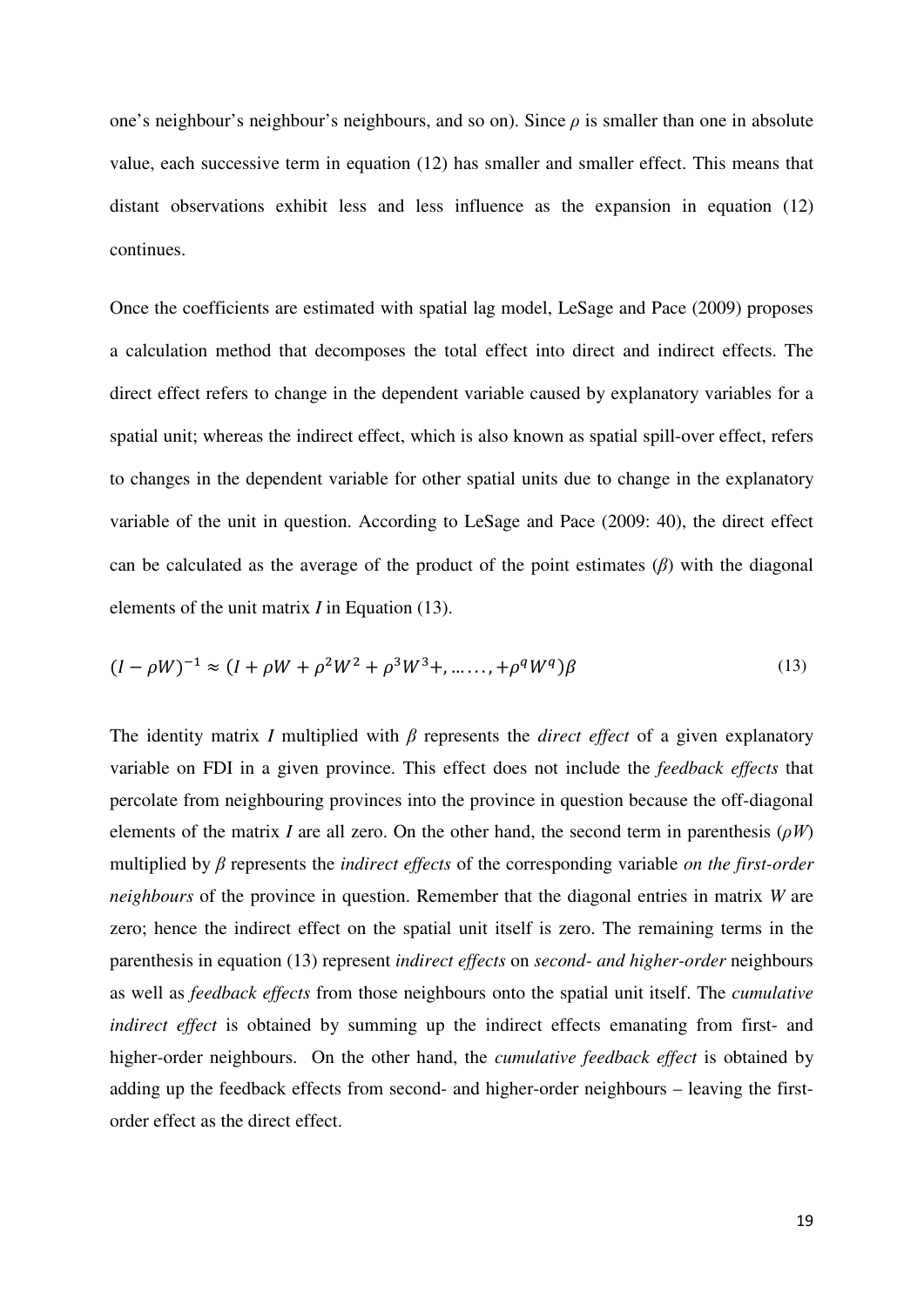one's neighbour's neighbour's neighbours, and so on). Since $\rho$ is smaller than one in absolute value, each successive term in equation (12) has smaller and smaller effect. This means that distant observations exhibit less and less influence as the expansion in equation (12) continues.

Once the coefficients are estimated with spatial lag model, LeSage and Pace (2009) proposes a calculation method that decomposes the total effect into direct and indirect effects. The direct effect refers to change in the dependent variable caused by explanatory variables for a spatial unit; whereas the indirect effect, which is also known as spatial spill-over effect, refers to changes in the dependent variable for other spatial units due to change in the explanatory variable of the unit in question. According to LeSage and Pace (2009: 40), the direct effect can be calculated as the average of the product of the point estimates ($\beta$) with the diagonal elements of the unit matrix $I$ in Equation (13).

$$(I - \rho W)^{-1} \approx (I + \rho W + \rho^2 W^2 + \rho^3 W^3 +, \ldots\ldots, + \rho^q W^q)\beta \tag{13}$$

The identity matrix $I$ multiplied with $\beta$ represents the *direct effect* of a given explanatory variable on FDI in a given province. This effect does not include the *feedback effects* that percolate from neighbouring provinces into the province in question because the off-diagonal elements of the matrix $I$ are all zero. On the other hand, the second term in parenthesis ($\rho W$) multiplied by $\beta$ represents the *indirect effects* of the corresponding variable *on the first-order neighbours* of the province in question. Remember that the diagonal entries in matrix $W$ are zero; hence the indirect effect on the spatial unit itself is zero. The remaining terms in the parenthesis in equation (13) represent *indirect effects* on *second- and higher-order* neighbours as well as *feedback effects* from those neighbours onto the spatial unit itself. The *cumulative indirect effect* is obtained by summing up the indirect effects emanating from first- and higher-order neighbours. On the other hand, the *cumulative feedback effect* is obtained by adding up the feedback effects from second- and higher-order neighbours – leaving the first-order effect as the direct effect.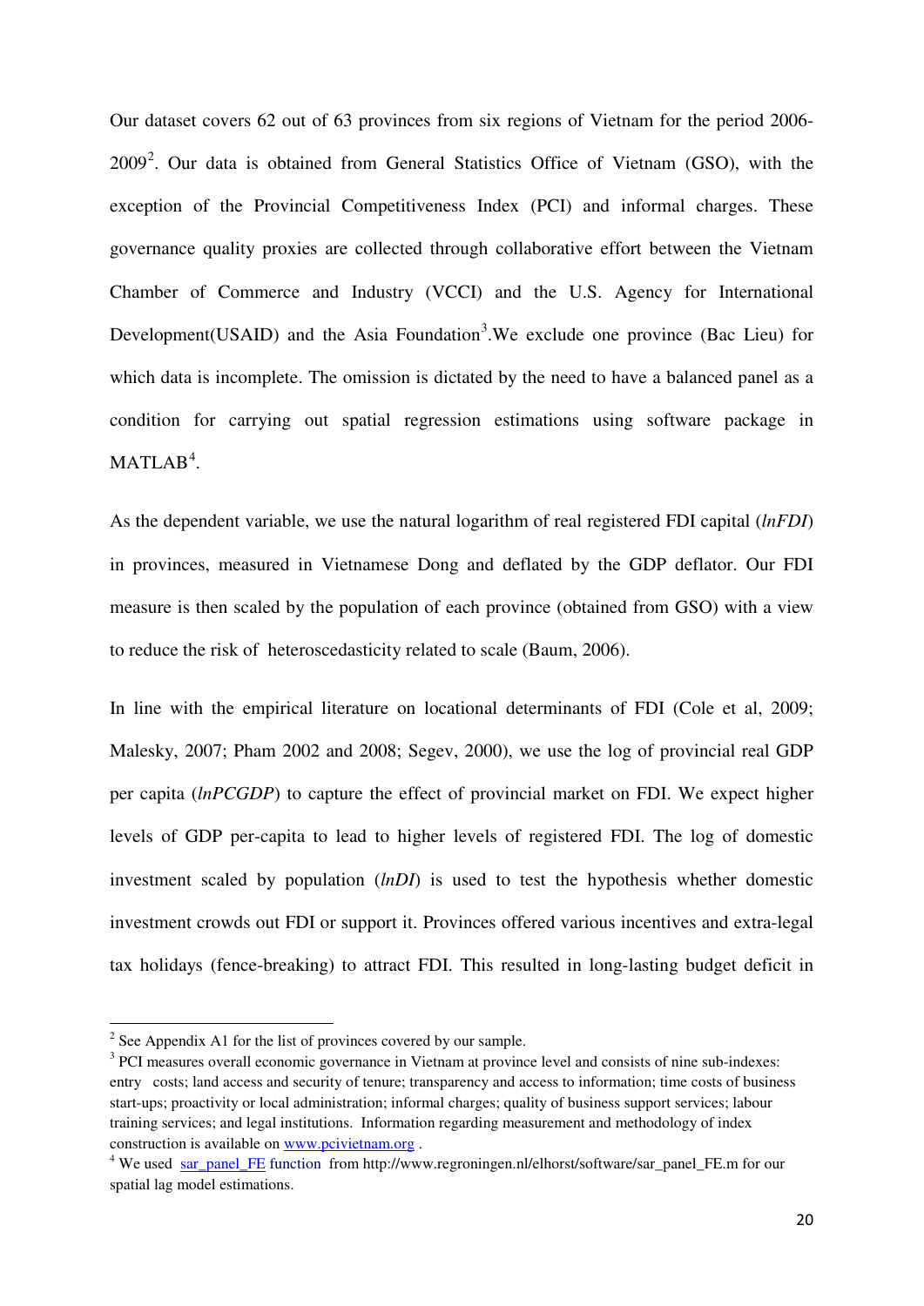Our dataset covers 62 out of 63 provinces from six regions of Vietnam for the period 2006-2009[2]. Our data is obtained from General Statistics Office of Vietnam (GSO), with the exception of the Provincial Competitiveness Index (PCI) and informal charges. These governance quality proxies are collected through collaborative effort between the Vietnam Chamber of Commerce and Industry (VCCI) and the U.S. Agency for International Development(USAID) and the Asia Foundation[3].We exclude one province (Bac Lieu) for which data is incomplete. The omission is dictated by the need to have a balanced panel as a condition for carrying out spatial regression estimations using software package in MATLAB[4].

As the dependent variable, we use the natural logarithm of real registered FDI capital (*lnFDI*) in provinces, measured in Vietnamese Dong and deflated by the GDP deflator. Our FDI measure is then scaled by the population of each province (obtained from GSO) with a view to reduce the risk of heteroscedasticity related to scale (Baum, 2006).

In line with the empirical literature on locational determinants of FDI (Cole et al, 2009; Malesky, 2007; Pham 2002 and 2008; Segev, 2000), we use the log of provincial real GDP per capita (*lnPCGDP*) to capture the effect of provincial market on FDI. We expect higher levels of GDP per-capita to lead to higher levels of registered FDI. The log of domestic investment scaled by population (*lnDI*) is used to test the hypothesis whether domestic investment crowds out FDI or support it. Provinces offered various incentives and extra-legal tax holidays (fence-breaking) to attract FDI. This resulted in long-lasting budget deficit in

---

[2] See Appendix A1 for the list of provinces covered by our sample.

[3] PCI measures overall economic governance in Vietnam at province level and consists of nine sub-indexes: entry costs; land access and security of tenure; transparency and access to information; time costs of business start-ups; proactivity or local administration; informal charges; quality of business support services; labour training services; and legal institutions. Information regarding measurement and methodology of index construction is available on www.pcivietnam.org .

[4] We used sar_panel_FE function from http://www.regroningen.nl/elhorst/software/sar_panel_FE.m for our spatial lag model estimations.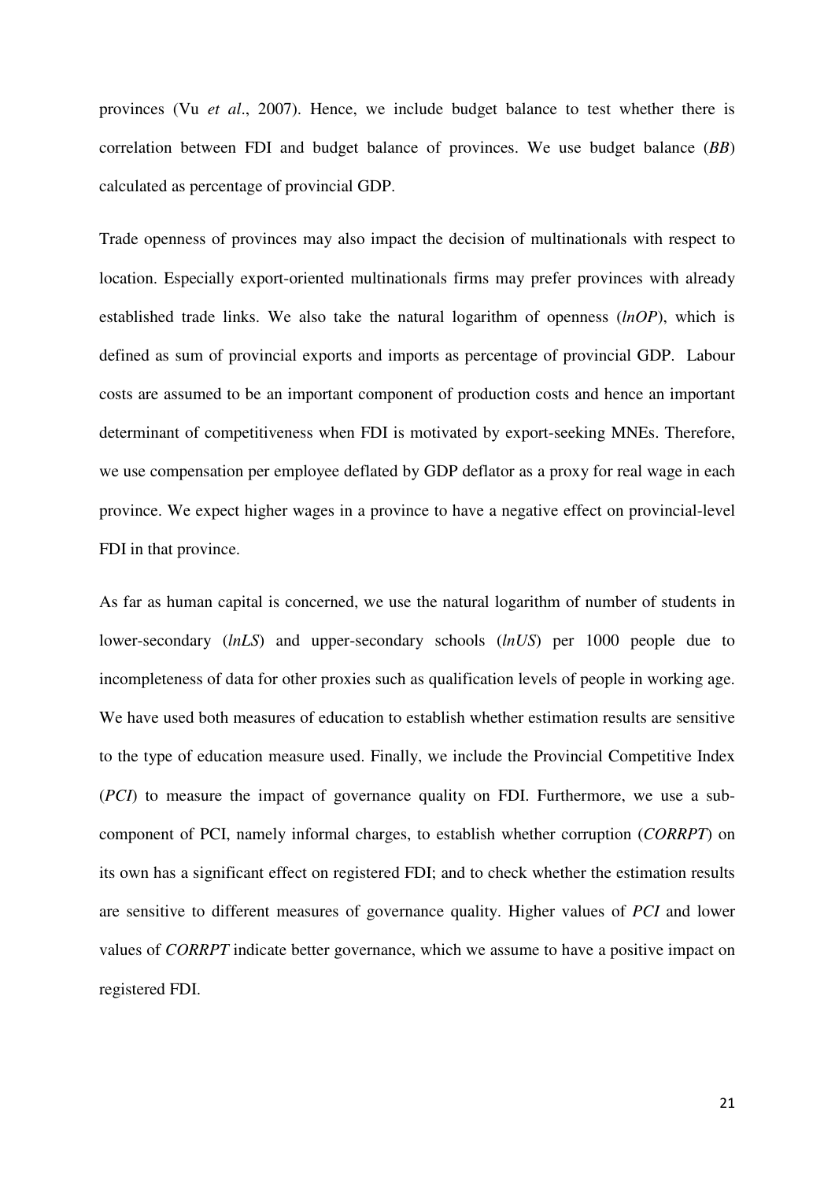provinces (Vu *et al*., 2007). Hence, we include budget balance to test whether there is correlation between FDI and budget balance of provinces. We use budget balance (*BB*) calculated as percentage of provincial GDP.

Trade openness of provinces may also impact the decision of multinationals with respect to location. Especially export-oriented multinationals firms may prefer provinces with already established trade links. We also take the natural logarithm of openness (*lnOP*), which is defined as sum of provincial exports and imports as percentage of provincial GDP. Labour costs are assumed to be an important component of production costs and hence an important determinant of competitiveness when FDI is motivated by export-seeking MNEs. Therefore, we use compensation per employee deflated by GDP deflator as a proxy for real wage in each province. We expect higher wages in a province to have a negative effect on provincial-level FDI in that province.

As far as human capital is concerned, we use the natural logarithm of number of students in lower-secondary (*lnLS*) and upper-secondary schools (*lnUS*) per 1000 people due to incompleteness of data for other proxies such as qualification levels of people in working age. We have used both measures of education to establish whether estimation results are sensitive to the type of education measure used. Finally, we include the Provincial Competitive Index (*PCI*) to measure the impact of governance quality on FDI. Furthermore, we use a sub-component of PCI, namely informal charges, to establish whether corruption (*CORRPT*) on its own has a significant effect on registered FDI; and to check whether the estimation results are sensitive to different measures of governance quality. Higher values of *PCI* and lower values of *CORRPT* indicate better governance, which we assume to have a positive impact on registered FDI.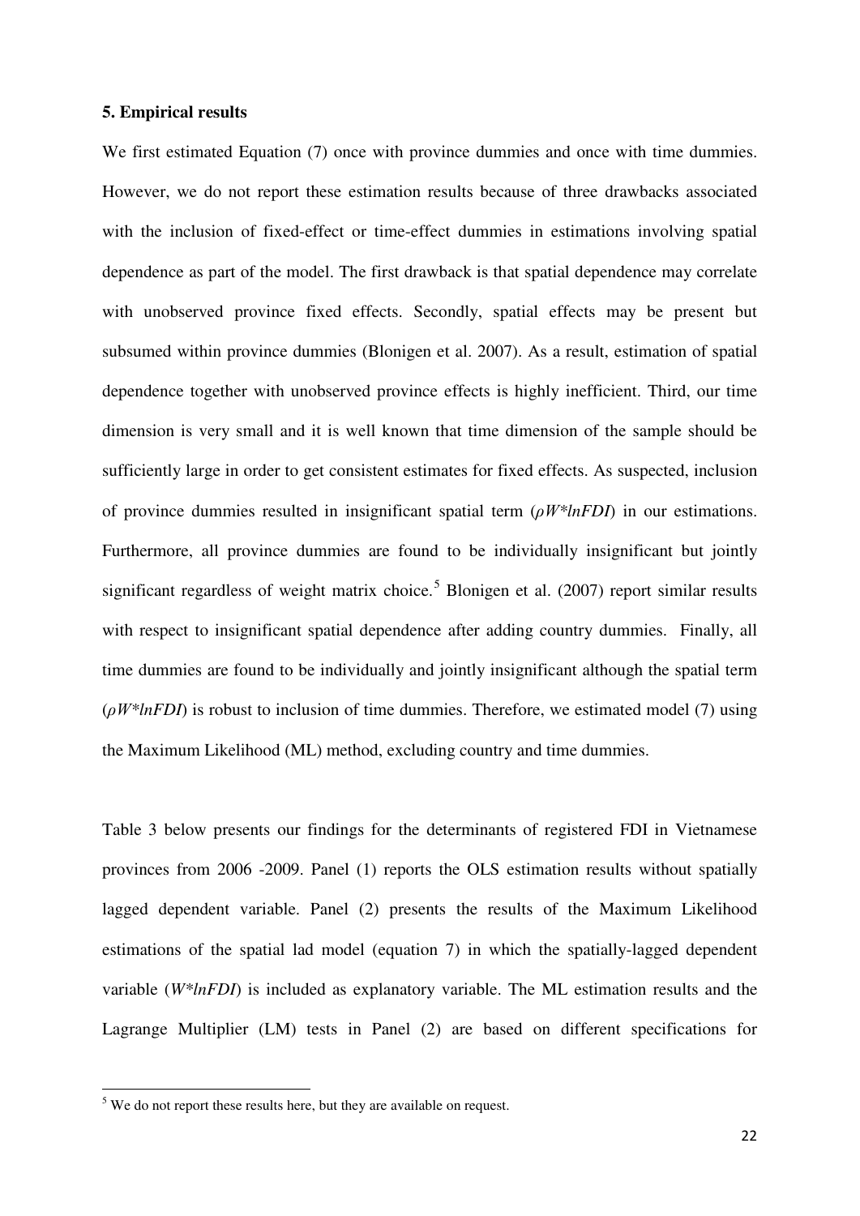### 5. Empirical results

We first estimated Equation (7) once with province dummies and once with time dummies. However, we do not report these estimation results because of three drawbacks associated with the inclusion of fixed-effect or time-effect dummies in estimations involving spatial dependence as part of the model. The first drawback is that spatial dependence may correlate with unobserved province fixed effects. Secondly, spatial effects may be present but subsumed within province dummies (Blonigen et al. 2007). As a result, estimation of spatial dependence together with unobserved province effects is highly inefficient. Third, our time dimension is very small and it is well known that time dimension of the sample should be sufficiently large in order to get consistent estimates for fixed effects. As suspected, inclusion of province dummies resulted in insignificant spatial term ($\rho W^{*} lnFDI$) in our estimations. Furthermore, all province dummies are found to be individually insignificant but jointly significant regardless of weight matrix choice.[5] Blonigen et al. (2007) report similar results with respect to insignificant spatial dependence after adding country dummies. Finally, all time dummies are found to be individually and jointly insignificant although the spatial term ($\rho W^{*} lnFDI$) is robust to inclusion of time dummies. Therefore, we estimated model (7) using the Maximum Likelihood (ML) method, excluding country and time dummies.

Table 3 below presents our findings for the determinants of registered FDI in Vietnamese provinces from 2006 -2009. Panel (1) reports the OLS estimation results without spatially lagged dependent variable. Panel (2) presents the results of the Maximum Likelihood estimations of the spatial lad model (equation 7) in which the spatially-lagged dependent variable ($W^{*} lnFDI$) is included as explanatory variable. The ML estimation results and the Lagrange Multiplier (LM) tests in Panel (2) are based on different specifications for

---

[5] We do not report these results here, but they are available on request.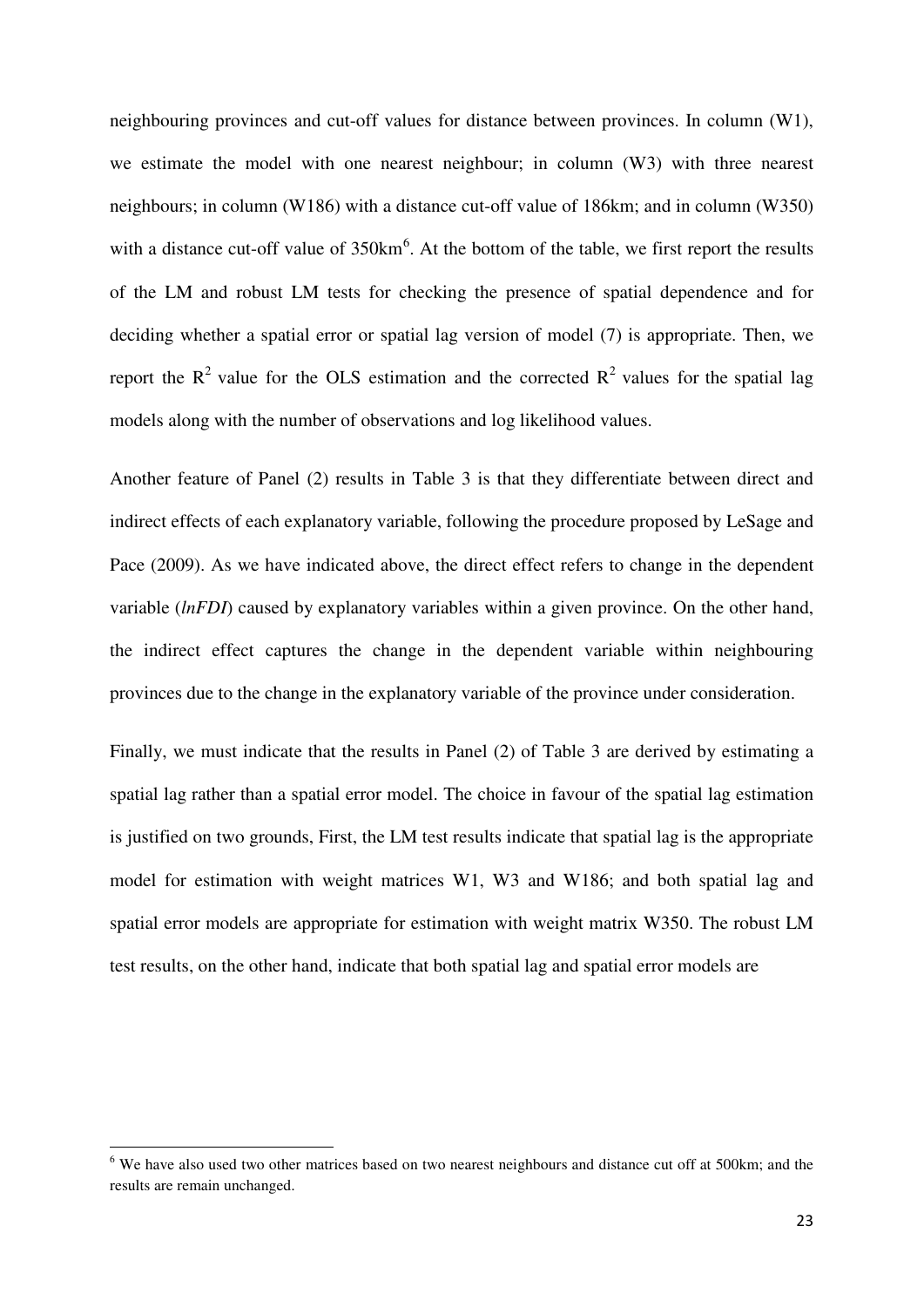neighbouring provinces and cut-off values for distance between provinces. In column (W1), we estimate the model with one nearest neighbour; in column (W3) with three nearest neighbours; in column (W186) with a distance cut-off value of 186km; and in column (W350) with a distance cut-off value of 350km[6]. At the bottom of the table, we first report the results of the LM and robust LM tests for checking the presence of spatial dependence and for deciding whether a spatial error or spatial lag version of model (7) is appropriate. Then, we report the $R^2$ value for the OLS estimation and the corrected $R^2$ values for the spatial lag models along with the number of observations and log likelihood values.

Another feature of Panel (2) results in Table 3 is that they differentiate between direct and indirect effects of each explanatory variable, following the procedure proposed by LeSage and Pace (2009). As we have indicated above, the direct effect refers to change in the dependent variable (*lnFDI*) caused by explanatory variables within a given province. On the other hand, the indirect effect captures the change in the dependent variable within neighbouring provinces due to the change in the explanatory variable of the province under consideration.

Finally, we must indicate that the results in Panel (2) of Table 3 are derived by estimating a spatial lag rather than a spatial error model. The choice in favour of the spatial lag estimation is justified on two grounds, First, the LM test results indicate that spatial lag is the appropriate model for estimation with weight matrices W1, W3 and W186; and both spatial lag and spatial error models are appropriate for estimation with weight matrix W350. The robust LM test results, on the other hand, indicate that both spatial lag and spatial error models are

[6] We have also used two other matrices based on two nearest neighbours and distance cut off at 500km; and the results are remain unchanged.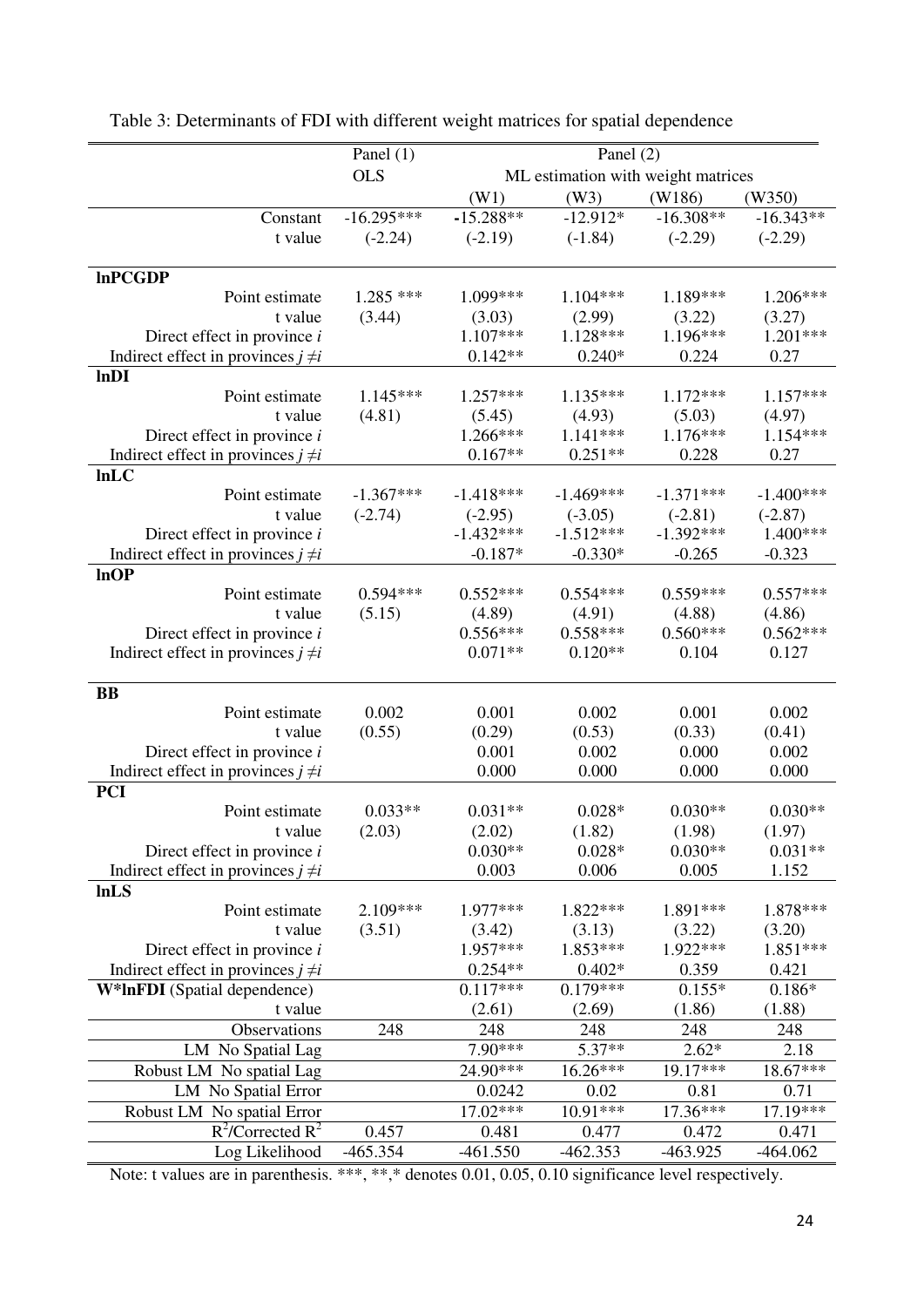Table 3: Determinants of FDI with different weight matrices for spatial dependence

| | Panel (1) | Panel (2) | | | |
|---|---|---|---|---|---|
| | OLS | ML estimation with weight matrices | | | |
| | | (W1) | (W3) | (W186) | (W350) |
| Constant | -16.295*** | -15.288** | -12.912* | -16.308** | -16.343** |
| t value | (-2.24) | (-2.19) | (-1.84) | (-2.29) | (-2.29) |
| **lnPCGDP** | | | | | |
| Point estimate | 1.285 *** | 1.099*** | 1.104*** | 1.189*** | 1.206*** |
| t value | (3.44) | (3.03) | (2.99) | (3.22) | (3.27) |
| Direct effect in province *i* | | 1.107*** | 1.128*** | 1.196*** | 1.201*** |
| Indirect effect in provinces $j \neq i$ | | 0.142** | 0.240* | 0.224 | 0.27 |
| **lnDI** | | | | | |
| Point estimate | 1.145*** | 1.257*** | 1.135*** | 1.172*** | 1.157*** |
| t value | (4.81) | (5.45) | (4.93) | (5.03) | (4.97) |
| Direct effect in province *i* | | 1.266*** | 1.141*** | 1.176*** | 1.154*** |
| Indirect effect in provinces $j \neq i$ | | 0.167** | 0.251** | 0.228 | 0.27 |
| **lnLC** | | | | | |
| Point estimate | -1.367*** | -1.418*** | -1.469*** | -1.371*** | -1.400*** |
| t value | (-2.74) | (-2.95) | (-3.05) | (-2.81) | (-2.87) |
| Direct effect in province *i* | | -1.432*** | -1.512*** | -1.392*** | 1.400*** |
| Indirect effect in provinces $j \neq i$ | | -0.187* | -0.330* | -0.265 | -0.323 |
| **lnOP** | | | | | |
| Point estimate | 0.594*** | 0.552*** | 0.554*** | 0.559*** | 0.557*** |
| t value | (5.15) | (4.89) | (4.91) | (4.88) | (4.86) |
| Direct effect in province *i* | | 0.556*** | 0.558*** | 0.560*** | 0.562*** |
| Indirect effect in provinces $j \neq i$ | | 0.071** | 0.120** | 0.104 | 0.127 |
| **BB** | | | | | |
| Point estimate | 0.002 | 0.001 | 0.002 | 0.001 | 0.002 |
| t value | (0.55) | (0.29) | (0.53) | (0.33) | (0.41) |
| Direct effect in province *i* | | 0.001 | 0.002 | 0.000 | 0.002 |
| Indirect effect in provinces $j \neq i$ | | 0.000 | 0.000 | 0.000 | 0.000 |
| **PCI** | | | | | |
| Point estimate | 0.033** | 0.031** | 0.028* | 0.030** | 0.030** |
| t value | (2.03) | (2.02) | (1.82) | (1.98) | (1.97) |
| Direct effect in province *i* | | 0.030** | 0.028* | 0.030** | 0.031** |
| Indirect effect in provinces $j \neq i$ | | 0.003 | 0.006 | 0.005 | 1.152 |
| **lnLS** | | | | | |
| Point estimate | 2.109*** | 1.977*** | 1.822*** | 1.891*** | 1.878*** |
| t value | (3.51) | (3.42) | (3.13) | (3.22) | (3.20) |
| Direct effect in province *i* | | 1.957*** | 1.853*** | 1.922*** | 1.851*** |
| Indirect effect in provinces $j \neq i$ | | 0.254** | 0.402* | 0.359 | 0.421 |
| **W*lnFDI** (Spatial dependence) | | 0.117*** | 0.179*** | 0.155* | 0.186* |
| t value | | (2.61) | (2.69) | (1.86) | (1.88) |
| Observations | 248 | 248 | 248 | 248 | 248 |
| LM No Spatial Lag | | 7.90*** | 5.37** | 2.62* | 2.18 |
| Robust LM No spatial Lag | | 24.90*** | 16.26*** | 19.17*** | 18.67*** |
| LM No Spatial Error | | 0.0242 | 0.02 | 0.81 | 0.71 |
| Robust LM No spatial Error | | 17.02*** | 10.91*** | 17.36*** | 17.19*** |
| $R^2$/Corrected $R^2$ | 0.457 | 0.481 | 0.477 | 0.472 | 0.471 |
| Log Likelihood | -465.354 | -461.550 | -462.353 | -463.925 | -464.062 |

Note: t values are in parenthesis. ***, **,* denotes 0.01, 0.05, 0.10 significance level respectively.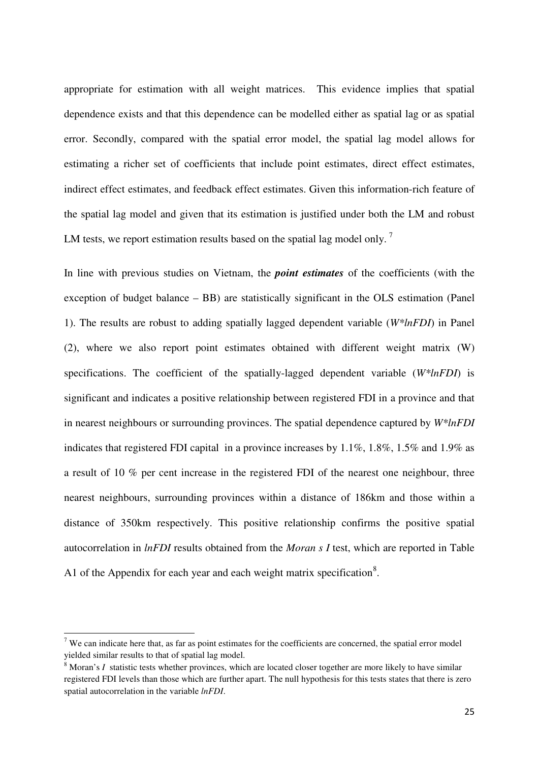appropriate for estimation with all weight matrices. This evidence implies that spatial dependence exists and that this dependence can be modelled either as spatial lag or as spatial error. Secondly, compared with the spatial error model, the spatial lag model allows for estimating a richer set of coefficients that include point estimates, direct effect estimates, indirect effect estimates, and feedback effect estimates. Given this information-rich feature of the spatial lag model and given that its estimation is justified under both the LM and robust LM tests, we report estimation results based on the spatial lag model only. [7]

In line with previous studies on Vietnam, the ***point estimates*** of the coefficients (with the exception of budget balance – BB) are statistically significant in the OLS estimation (Panel 1). The results are robust to adding spatially lagged dependent variable (*W\*lnFDI*) in Panel (2), where we also report point estimates obtained with different weight matrix (W) specifications. The coefficient of the spatially-lagged dependent variable (*W\*lnFDI*) is significant and indicates a positive relationship between registered FDI in a province and that in nearest neighbours or surrounding provinces. The spatial dependence captured by *W\*lnFDI* indicates that registered FDI capital in a province increases by 1.1%, 1.8%, 1.5% and 1.9% as a result of 10 % per cent increase in the registered FDI of the nearest one neighbour, three nearest neighbours, surrounding provinces within a distance of 186km and those within a distance of 350km respectively. This positive relationship confirms the positive spatial autocorrelation in *lnFDI* results obtained from the *Moran s I* test, which are reported in Table A1 of the Appendix for each year and each weight matrix specification[8].

---

[7] We can indicate here that, as far as point estimates for the coefficients are concerned, the spatial error model yielded similar results to that of spatial lag model.

[8] Moran's *I* statistic tests whether provinces, which are located closer together are more likely to have similar registered FDI levels than those which are further apart. The null hypothesis for this tests states that there is zero spatial autocorrelation in the variable *lnFDI*.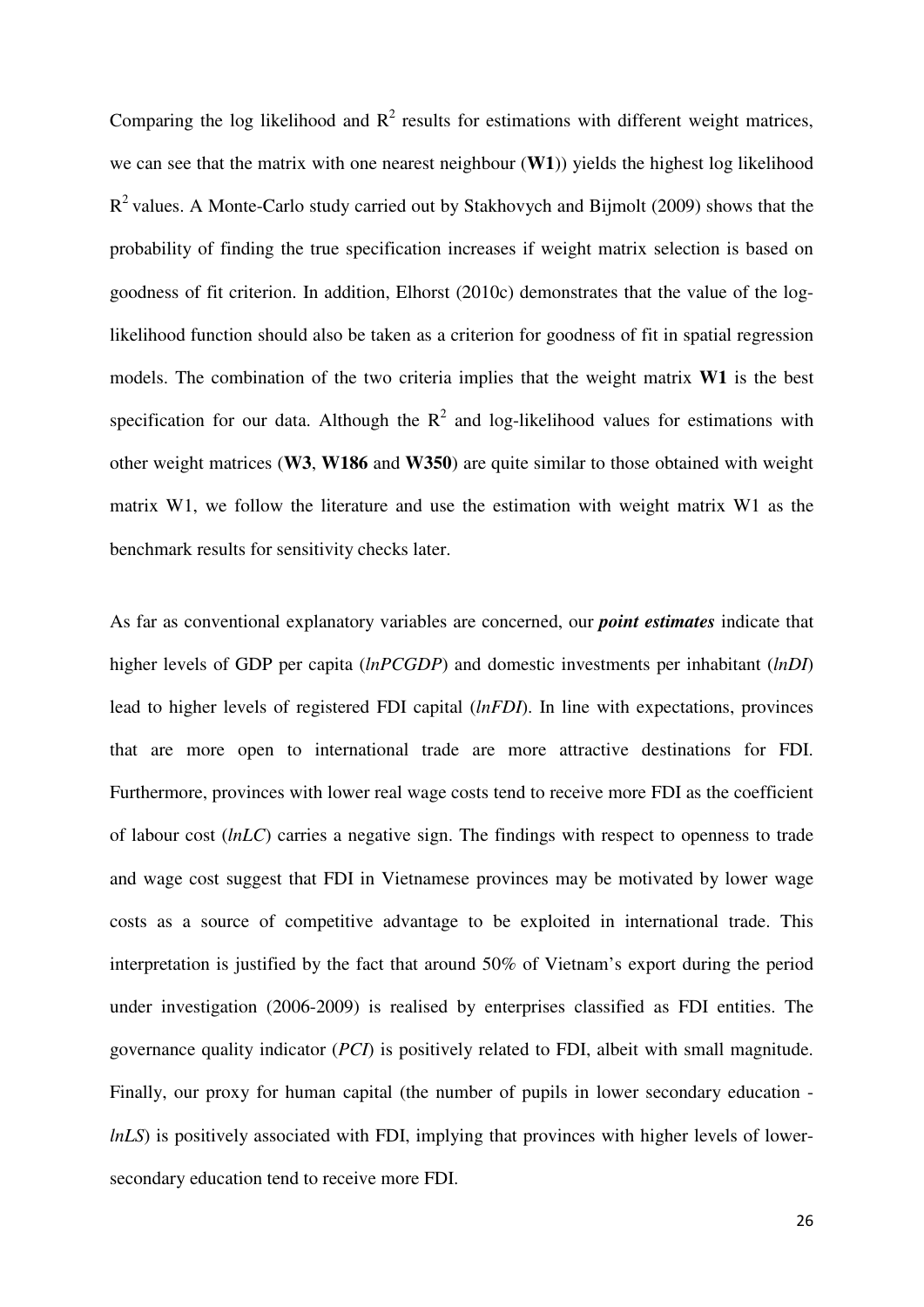Comparing the log likelihood and $R^2$ results for estimations with different weight matrices, we can see that the matrix with one nearest neighbour (**W1**)) yields the highest log likelihood $R^2$ values. A Monte-Carlo study carried out by Stakhovych and Bijmolt (2009) shows that the probability of finding the true specification increases if weight matrix selection is based on goodness of fit criterion. In addition, Elhorst (2010c) demonstrates that the value of the log-likelihood function should also be taken as a criterion for goodness of fit in spatial regression models. The combination of the two criteria implies that the weight matrix **W1** is the best specification for our data. Although the $R^2$ and log-likelihood values for estimations with other weight matrices (**W3**, **W186** and **W350**) are quite similar to those obtained with weight matrix W1, we follow the literature and use the estimation with weight matrix W1 as the benchmark results for sensitivity checks later.

As far as conventional explanatory variables are concerned, our ***point estimates*** indicate that higher levels of GDP per capita (*lnPCGDP*) and domestic investments per inhabitant (*lnDI*) lead to higher levels of registered FDI capital (*lnFDI*). In line with expectations, provinces that are more open to international trade are more attractive destinations for FDI. Furthermore, provinces with lower real wage costs tend to receive more FDI as the coefficient of labour cost (*lnLC*) carries a negative sign. The findings with respect to openness to trade and wage cost suggest that FDI in Vietnamese provinces may be motivated by lower wage costs as a source of competitive advantage to be exploited in international trade. This interpretation is justified by the fact that around 50% of Vietnam's export during the period under investigation (2006-2009) is realised by enterprises classified as FDI entities. The governance quality indicator (*PCI*) is positively related to FDI, albeit with small magnitude. Finally, our proxy for human capital (the number of pupils in lower secondary education - *lnLS*) is positively associated with FDI, implying that provinces with higher levels of lower-secondary education tend to receive more FDI.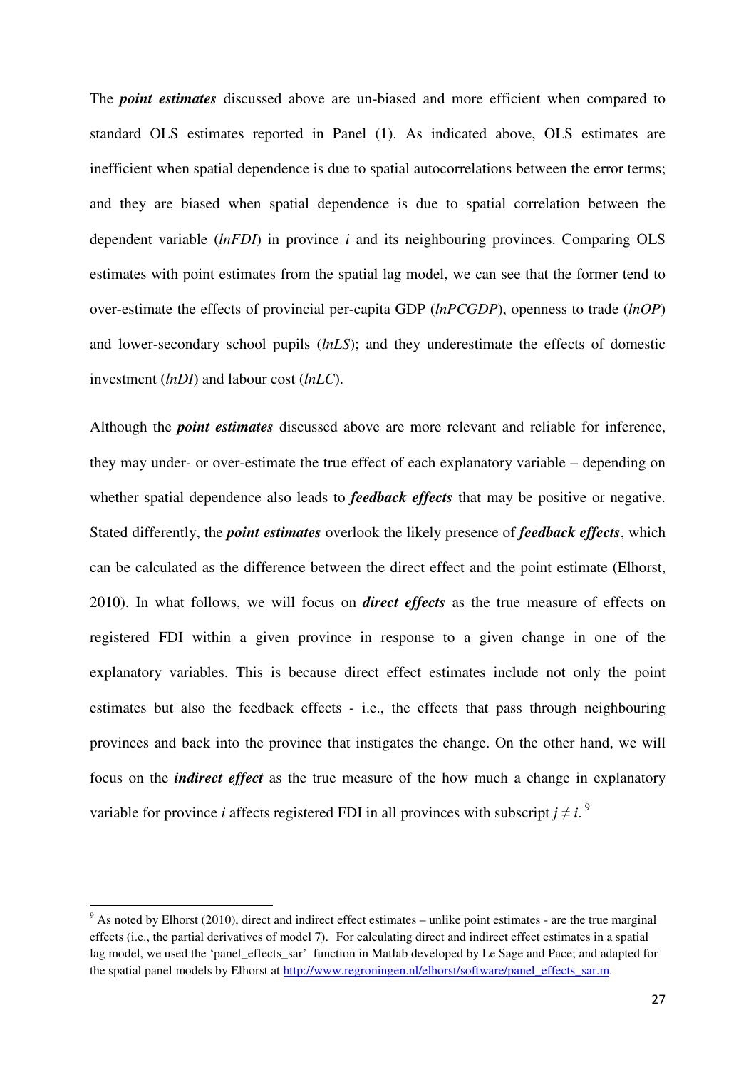The ***point estimates*** discussed above are un-biased and more efficient when compared to standard OLS estimates reported in Panel (1). As indicated above, OLS estimates are inefficient when spatial dependence is due to spatial autocorrelations between the error terms; and they are biased when spatial dependence is due to spatial correlation between the dependent variable (*lnFDI*) in province *i* and its neighbouring provinces. Comparing OLS estimates with point estimates from the spatial lag model, we can see that the former tend to over-estimate the effects of provincial per-capita GDP (*lnPCGDP*), openness to trade (*lnOP*) and lower-secondary school pupils (*lnLS*); and they underestimate the effects of domestic investment (*lnDI*) and labour cost (*lnLC*).

Although the ***point estimates*** discussed above are more relevant and reliable for inference, they may under- or over-estimate the true effect of each explanatory variable – depending on whether spatial dependence also leads to ***feedback effects*** that may be positive or negative. Stated differently, the ***point estimates*** overlook the likely presence of ***feedback effects***, which can be calculated as the difference between the direct effect and the point estimate (Elhorst, 2010). In what follows, we will focus on ***direct effects*** as the true measure of effects on registered FDI within a given province in response to a given change in one of the explanatory variables. This is because direct effect estimates include not only the point estimates but also the feedback effects - i.e., the effects that pass through neighbouring provinces and back into the province that instigates the change. On the other hand, we will focus on the ***indirect effect*** as the true measure of the how much a change in explanatory variable for province *i* affects registered FDI in all provinces with subscript $j \neq i$. [9]

---

[9] As noted by Elhorst (2010), direct and indirect effect estimates – unlike point estimates - are the true marginal effects (i.e., the partial derivatives of model 7). For calculating direct and indirect effect estimates in a spatial lag model, we used the 'panel_effects_sar' function in Matlab developed by Le Sage and Pace; and adapted for the spatial panel models by Elhorst at http://www.regroningen.nl/elhorst/software/panel_effects_sar.m.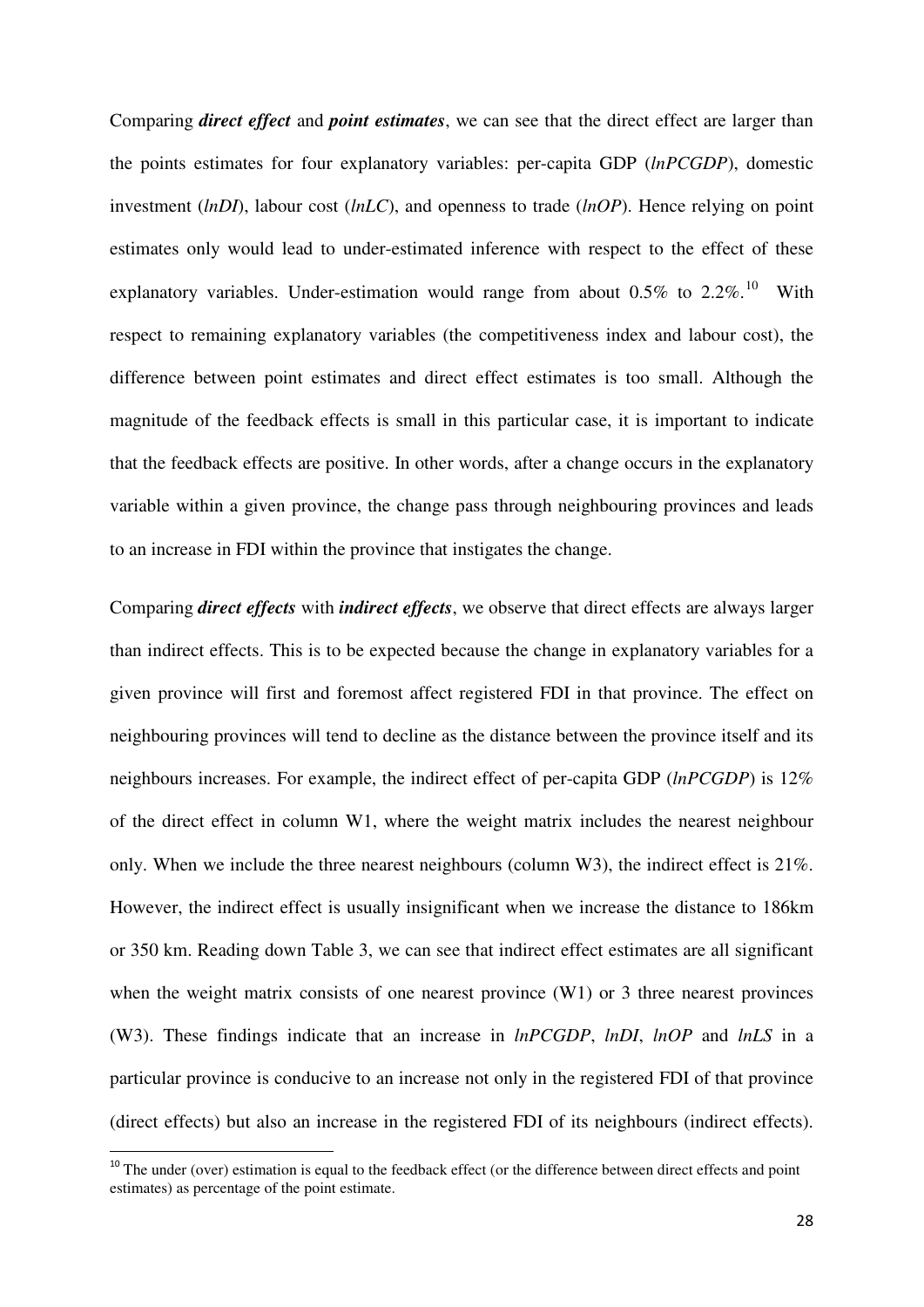Comparing ***direct effect*** and ***point estimates***, we can see that the direct effect are larger than the points estimates for four explanatory variables: per-capita GDP (*lnPCGDP*), domestic investment (*lnDI*), labour cost (*lnLC*), and openness to trade (*lnOP*). Hence relying on point estimates only would lead to under-estimated inference with respect to the effect of these explanatory variables. Under-estimation would range from about 0.5% to 2.2%.[10] With respect to remaining explanatory variables (the competitiveness index and labour cost), the difference between point estimates and direct effect estimates is too small. Although the magnitude of the feedback effects is small in this particular case, it is important to indicate that the feedback effects are positive. In other words, after a change occurs in the explanatory variable within a given province, the change pass through neighbouring provinces and leads to an increase in FDI within the province that instigates the change.

Comparing ***direct effects*** with ***indirect effects***, we observe that direct effects are always larger than indirect effects. This is to be expected because the change in explanatory variables for a given province will first and foremost affect registered FDI in that province. The effect on neighbouring provinces will tend to decline as the distance between the province itself and its neighbours increases. For example, the indirect effect of per-capita GDP (*lnPCGDP*) is 12% of the direct effect in column W1, where the weight matrix includes the nearest neighbour only. When we include the three nearest neighbours (column W3), the indirect effect is 21%. However, the indirect effect is usually insignificant when we increase the distance to 186km or 350 km. Reading down Table 3, we can see that indirect effect estimates are all significant when the weight matrix consists of one nearest province (W1) or 3 three nearest provinces (W3). These findings indicate that an increase in *lnPCGDP*, *lnDI*, *lnOP* and *lnLS* in a particular province is conducive to an increase not only in the registered FDI of that province (direct effects) but also an increase in the registered FDI of its neighbours (indirect effects).

[10] The under (over) estimation is equal to the feedback effect (or the difference between direct effects and point estimates) as percentage of the point estimate.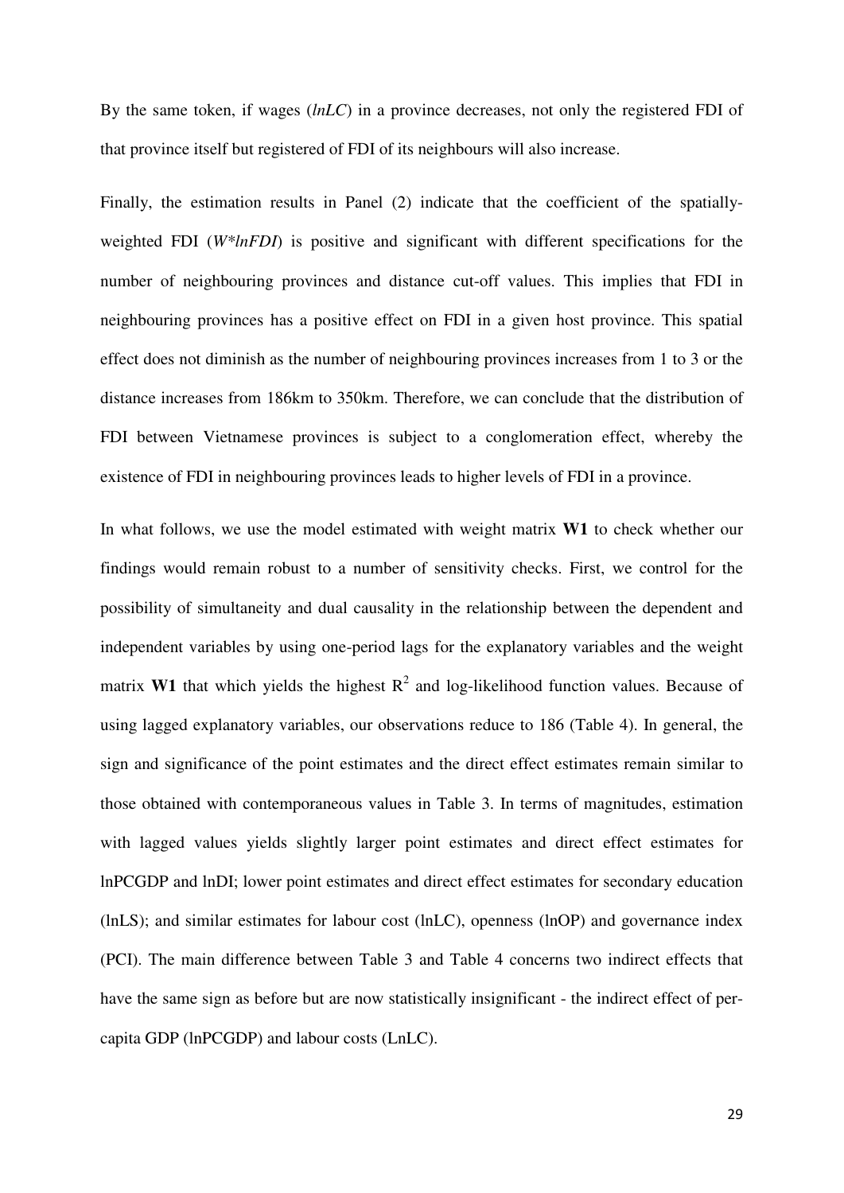By the same token, if wages (*lnLC*) in a province decreases, not only the registered FDI of that province itself but registered of FDI of its neighbours will also increase.

Finally, the estimation results in Panel (2) indicate that the coefficient of the spatially-weighted FDI (*W*lnFDI*) is positive and significant with different specifications for the number of neighbouring provinces and distance cut-off values. This implies that FDI in neighbouring provinces has a positive effect on FDI in a given host province. This spatial effect does not diminish as the number of neighbouring provinces increases from 1 to 3 or the distance increases from 186km to 350km. Therefore, we can conclude that the distribution of FDI between Vietnamese provinces is subject to a conglomeration effect, whereby the existence of FDI in neighbouring provinces leads to higher levels of FDI in a province.

In what follows, we use the model estimated with weight matrix **W1** to check whether our findings would remain robust to a number of sensitivity checks. First, we control for the possibility of simultaneity and dual causality in the relationship between the dependent and independent variables by using one-period lags for the explanatory variables and the weight matrix **W1** that which yields the highest $R^2$ and log-likelihood function values. Because of using lagged explanatory variables, our observations reduce to 186 (Table 4). In general, the sign and significance of the point estimates and the direct effect estimates remain similar to those obtained with contemporaneous values in Table 3. In terms of magnitudes, estimation with lagged values yields slightly larger point estimates and direct effect estimates for lnPCGDP and lnDI; lower point estimates and direct effect estimates for secondary education (lnLS); and similar estimates for labour cost (lnLC), openness (lnOP) and governance index (PCI). The main difference between Table 3 and Table 4 concerns two indirect effects that have the same sign as before but are now statistically insignificant - the indirect effect of per-capita GDP (lnPCGDP) and labour costs (LnLC).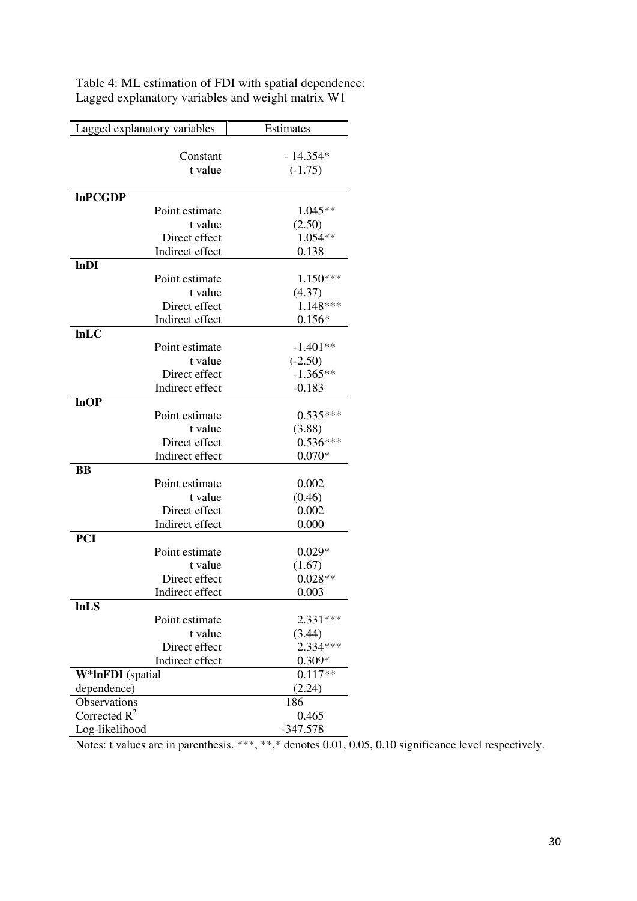Table 4: ML estimation of FDI with spatial dependence:
Lagged explanatory variables and weight matrix W1

| Lagged explanatory variables | Estimates |
|---|---|
| Constant | - 14.354* |
| t value | (-1.75) |
| **lnPCGDP** | |
| Point estimate | 1.045** |
| t value | (2.50) |
| Direct effect | 1.054** |
| Indirect effect | 0.138 |
| **lnDI** | |
| Point estimate | 1.150*** |
| t value | (4.37) |
| Direct effect | 1.148*** |
| Indirect effect | 0.156* |
| **lnLC** | |
| Point estimate | -1.401** |
| t value | (-2.50) |
| Direct effect | -1.365** |
| Indirect effect | -0.183 |
| **lnOP** | |
| Point estimate | 0.535*** |
| t value | (3.88) |
| Direct effect | 0.536*** |
| Indirect effect | 0.070* |
| **BB** | |
| Point estimate | 0.002 |
| t value | (0.46) |
| Direct effect | 0.002 |
| Indirect effect | 0.000 |
| **PCI** | |
| Point estimate | 0.029* |
| t value | (1.67) |
| Direct effect | 0.028** |
| Indirect effect | 0.003 |
| **lnLS** | |
| Point estimate | 2.331*** |
| t value | (3.44) |
| Direct effect | 2.334*** |
| Indirect effect | 0.309* |
| **W*lnFDI** (spatial dependence) | 0.117** (2.24) |
| Observations | 186 |
| Corrected $R^2$ | 0.465 |
| Log-likelihood | -347.578 |

Notes: t values are in parenthesis. ***, **,* denotes 0.01, 0.05, 0.10 significance level respectively.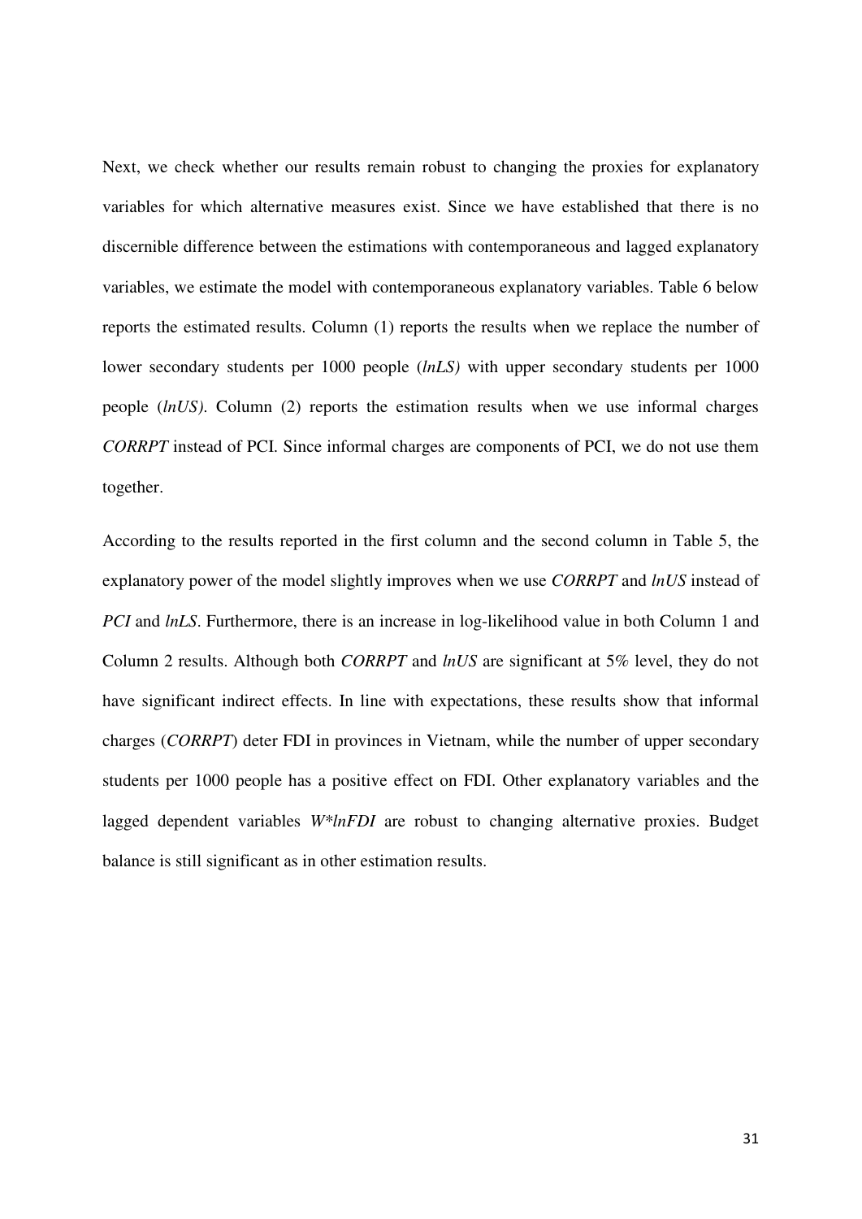Next, we check whether our results remain robust to changing the proxies for explanatory variables for which alternative measures exist. Since we have established that there is no discernible difference between the estimations with contemporaneous and lagged explanatory variables, we estimate the model with contemporaneous explanatory variables. Table 6 below reports the estimated results. Column (1) reports the results when we replace the number of lower secondary students per 1000 people (*lnLS)* with upper secondary students per 1000 people (*lnUS)*. Column (2) reports the estimation results when we use informal charges *CORRPT* instead of PCI. Since informal charges are components of PCI, we do not use them together.

According to the results reported in the first column and the second column in Table 5, the explanatory power of the model slightly improves when we use *CORRPT* and *lnUS* instead of *PCI* and *lnLS*. Furthermore, there is an increase in log-likelihood value in both Column 1 and Column 2 results. Although both *CORRPT* and *lnUS* are significant at 5% level, they do not have significant indirect effects. In line with expectations, these results show that informal charges (*CORRPT*) deter FDI in provinces in Vietnam, while the number of upper secondary students per 1000 people has a positive effect on FDI. Other explanatory variables and the lagged dependent variables *W*lnFDI* are robust to changing alternative proxies. Budget balance is still significant as in other estimation results.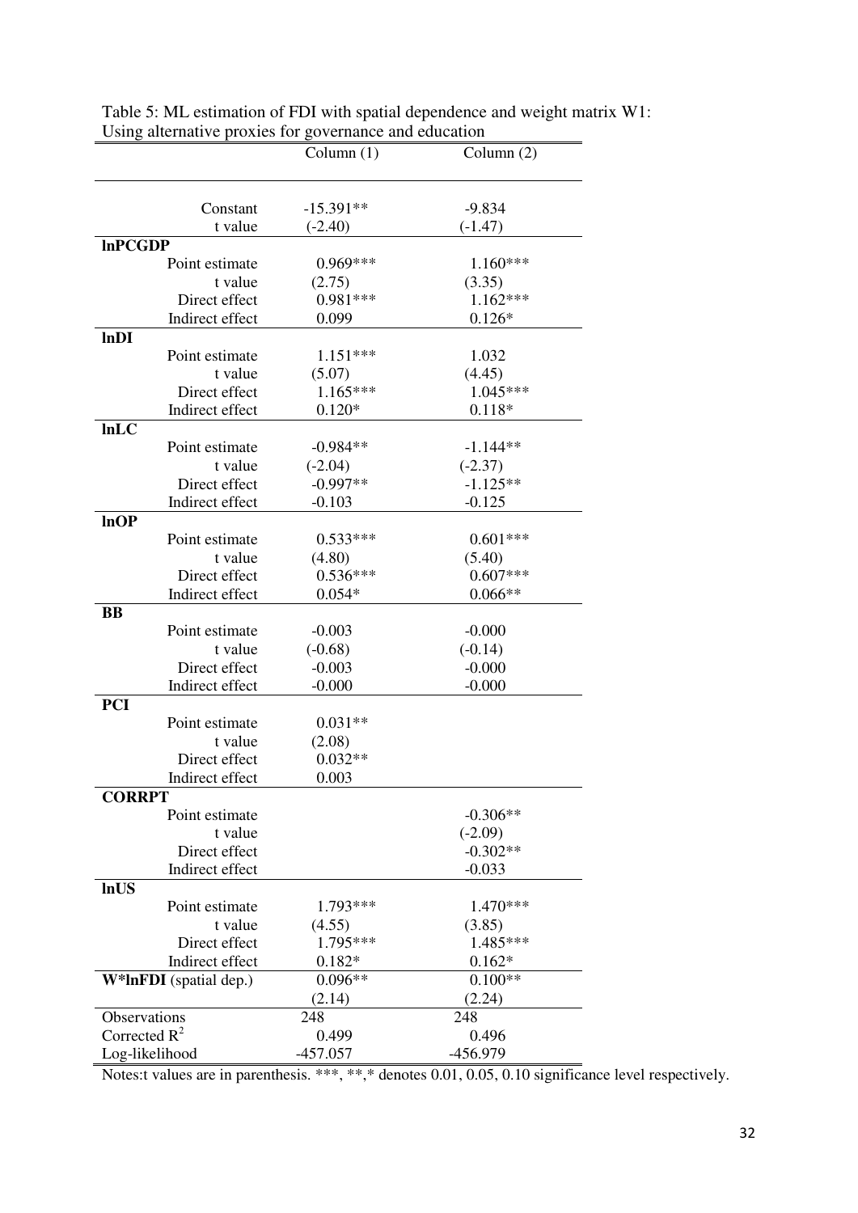Table 5: ML estimation of FDI with spatial dependence and weight matrix W1: Using alternative proxies for governance and education

| | Column (1) | Column (2) |
|---|---|---|
| Constant | -15.391** | -9.834 |
| t value | (-2.40) | (-1.47) |
| **lnPCGDP** | | |
| Point estimate | 0.969*** | 1.160*** |
| t value | (2.75) | (3.35) |
| Direct effect | 0.981*** | 1.162*** |
| Indirect effect | 0.099 | 0.126* |
| **lnDI** | | |
| Point estimate | 1.151*** | 1.032 |
| t value | (5.07) | (4.45) |
| Direct effect | 1.165*** | 1.045*** |
| Indirect effect | 0.120* | 0.118* |
| **lnLC** | | |
| Point estimate | -0.984** | -1.144** |
| t value | (-2.04) | (-2.37) |
| Direct effect | -0.997** | -1.125** |
| Indirect effect | -0.103 | -0.125 |
| **lnOP** | | |
| Point estimate | 0.533*** | 0.601*** |
| t value | (4.80) | (5.40) |
| Direct effect | 0.536*** | 0.607*** |
| Indirect effect | 0.054* | 0.066** |
| **BB** | | |
| Point estimate | -0.003 | -0.000 |
| t value | (-0.68) | (-0.14) |
| Direct effect | -0.003 | -0.000 |
| Indirect effect | -0.000 | -0.000 |
| **PCI** | | |
| Point estimate | 0.031** | |
| t value | (2.08) | |
| Direct effect | 0.032** | |
| Indirect effect | 0.003 | |
| **CORRPT** | | |
| Point estimate | | -0.306** |
| t value | | (-2.09) |
| Direct effect | | -0.302** |
| Indirect effect | | -0.033 |
| **lnUS** | | |
| Point estimate | 1.793*** | 1.470*** |
| t value | (4.55) | (3.85) |
| Direct effect | 1.795*** | 1.485*** |
| Indirect effect | 0.182* | 0.162* |
| **W*lnFDI** (spatial dep.) | 0.096** | 0.100** |
| | (2.14) | (2.24) |
| Observations | 248 | 248 |
| Corrected $R^2$ | 0.499 | 0.496 |
| Log-likelihood | -457.057 | -456.979 |

Notes:t values are in parenthesis. ***, **,* denotes 0.01, 0.05, 0.10 significance level respectively.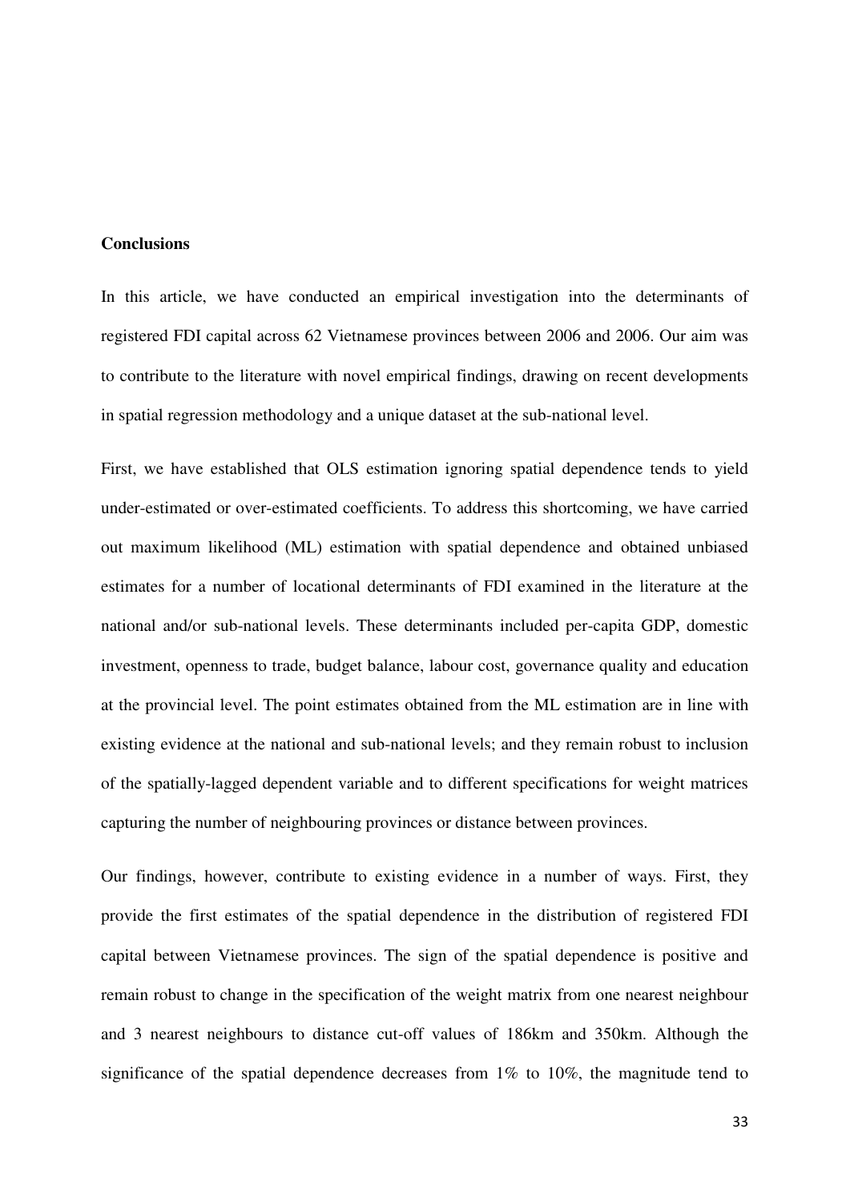**Conclusions**

In this article, we have conducted an empirical investigation into the determinants of registered FDI capital across 62 Vietnamese provinces between 2006 and 2006. Our aim was to contribute to the literature with novel empirical findings, drawing on recent developments in spatial regression methodology and a unique dataset at the sub-national level.

First, we have established that OLS estimation ignoring spatial dependence tends to yield under-estimated or over-estimated coefficients. To address this shortcoming, we have carried out maximum likelihood (ML) estimation with spatial dependence and obtained unbiased estimates for a number of locational determinants of FDI examined in the literature at the national and/or sub-national levels. These determinants included per-capita GDP, domestic investment, openness to trade, budget balance, labour cost, governance quality and education at the provincial level. The point estimates obtained from the ML estimation are in line with existing evidence at the national and sub-national levels; and they remain robust to inclusion of the spatially-lagged dependent variable and to different specifications for weight matrices capturing the number of neighbouring provinces or distance between provinces.

Our findings, however, contribute to existing evidence in a number of ways. First, they provide the first estimates of the spatial dependence in the distribution of registered FDI capital between Vietnamese provinces. The sign of the spatial dependence is positive and remain robust to change in the specification of the weight matrix from one nearest neighbour and 3 nearest neighbours to distance cut-off values of 186km and 350km. Although the significance of the spatial dependence decreases from 1% to 10%, the magnitude tend to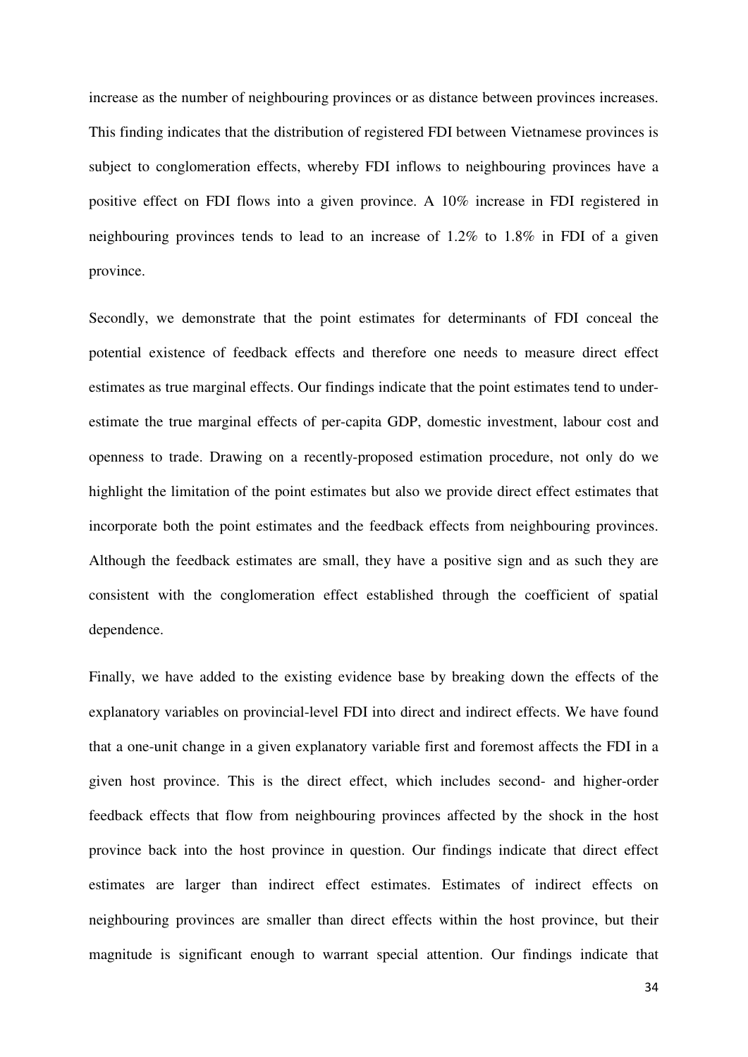increase as the number of neighbouring provinces or as distance between provinces increases. This finding indicates that the distribution of registered FDI between Vietnamese provinces is subject to conglomeration effects, whereby FDI inflows to neighbouring provinces have a positive effect on FDI flows into a given province. A 10% increase in FDI registered in neighbouring provinces tends to lead to an increase of 1.2% to 1.8% in FDI of a given province.

Secondly, we demonstrate that the point estimates for determinants of FDI conceal the potential existence of feedback effects and therefore one needs to measure direct effect estimates as true marginal effects. Our findings indicate that the point estimates tend to under-estimate the true marginal effects of per-capita GDP, domestic investment, labour cost and openness to trade. Drawing on a recently-proposed estimation procedure, not only do we highlight the limitation of the point estimates but also we provide direct effect estimates that incorporate both the point estimates and the feedback effects from neighbouring provinces. Although the feedback estimates are small, they have a positive sign and as such they are consistent with the conglomeration effect established through the coefficient of spatial dependence.

Finally, we have added to the existing evidence base by breaking down the effects of the explanatory variables on provincial-level FDI into direct and indirect effects. We have found that a one-unit change in a given explanatory variable first and foremost affects the FDI in a given host province. This is the direct effect, which includes second- and higher-order feedback effects that flow from neighbouring provinces affected by the shock in the host province back into the host province in question. Our findings indicate that direct effect estimates are larger than indirect effect estimates. Estimates of indirect effects on neighbouring provinces are smaller than direct effects within the host province, but their magnitude is significant enough to warrant special attention. Our findings indicate that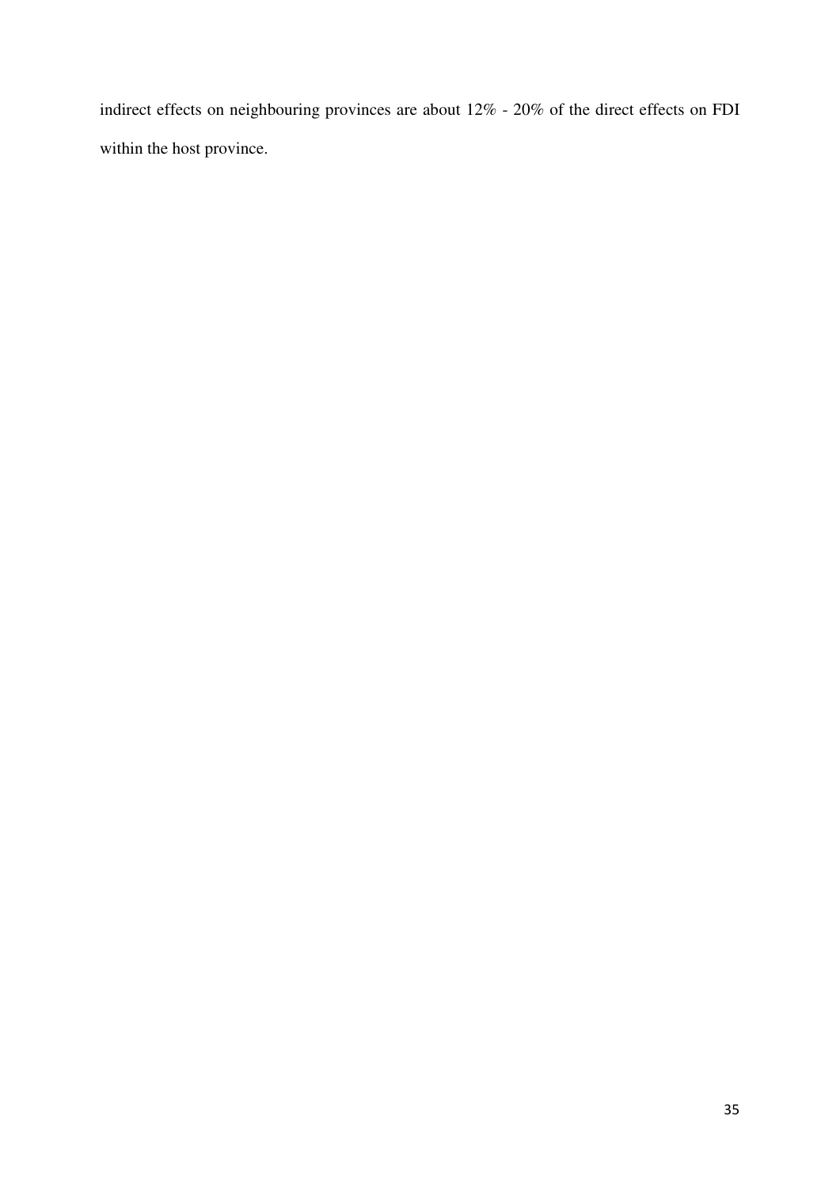indirect effects on neighbouring provinces are about 12% - 20% of the direct effects on FDI within the host province.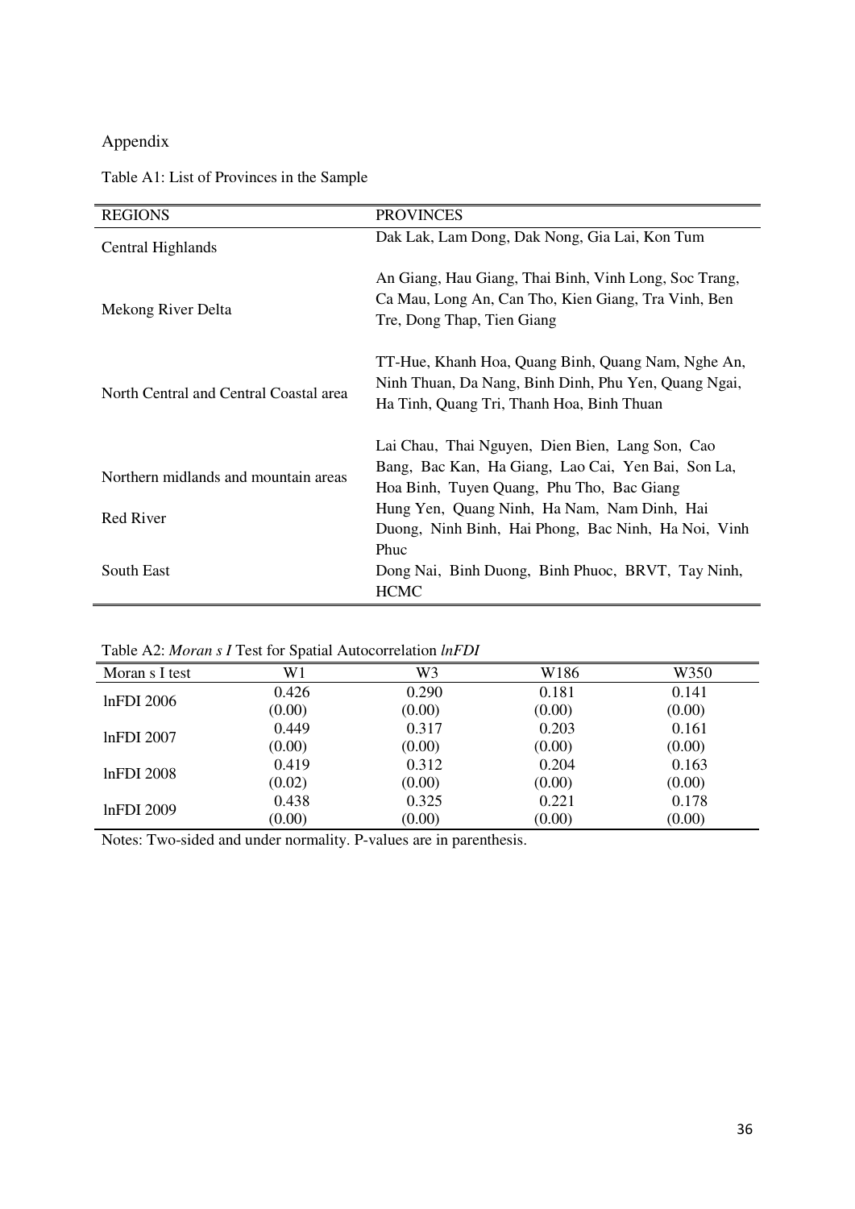Appendix

Table A1: List of Provinces in the Sample

| REGIONS | PROVINCES |
|---|---|
| Central Highlands | Dak Lak, Lam Dong, Dak Nong, Gia Lai, Kon Tum |
| Mekong River Delta | An Giang, Hau Giang, Thai Binh, Vinh Long, Soc Trang, Ca Mau, Long An, Can Tho, Kien Giang, Tra Vinh, Ben Tre, Dong Thap, Tien Giang |
| North Central and Central Coastal area | TT-Hue, Khanh Hoa, Quang Binh, Quang Nam, Nghe An, Ninh Thuan, Da Nang, Binh Dinh, Phu Yen, Quang Ngai, Ha Tinh, Quang Tri, Thanh Hoa, Binh Thuan |
| Northern midlands and mountain areas | Lai Chau, Thai Nguyen, Dien Bien, Lang Son, Cao Bang, Bac Kan, Ha Giang, Lao Cai, Yen Bai, Son La, Hoa Binh, Tuyen Quang, Phu Tho, Bac Giang |
| Red River | Hung Yen, Quang Ninh, Ha Nam, Nam Dinh, Hai Duong, Ninh Binh, Hai Phong, Bac Ninh, Ha Noi, Vinh Phuc |
| South East | Dong Nai, Binh Duong, Binh Phuoc, BRVT, Tay Ninh, HCMC |

Table A2: *Moran s I* Test for Spatial Autocorrelation *lnFDI*

| Moran s I test | W1 | W3 | W186 | W350 |
|---|---|---|---|---|
| lnFDI 2006 | 0.426 | 0.290 | 0.181 | 0.141 |
| | (0.00) | (0.00) | (0.00) | (0.00) |
| lnFDI 2007 | 0.449 | 0.317 | 0.203 | 0.161 |
| | (0.00) | (0.00) | (0.00) | (0.00) |
| lnFDI 2008 | 0.419 | 0.312 | 0.204 | 0.163 |
| | (0.02) | (0.00) | (0.00) | (0.00) |
| lnFDI 2009 | 0.438 | 0.325 | 0.221 | 0.178 |
| | (0.00) | (0.00) | (0.00) | (0.00) |

Notes: Two-sided and under normality. P-values are in parenthesis.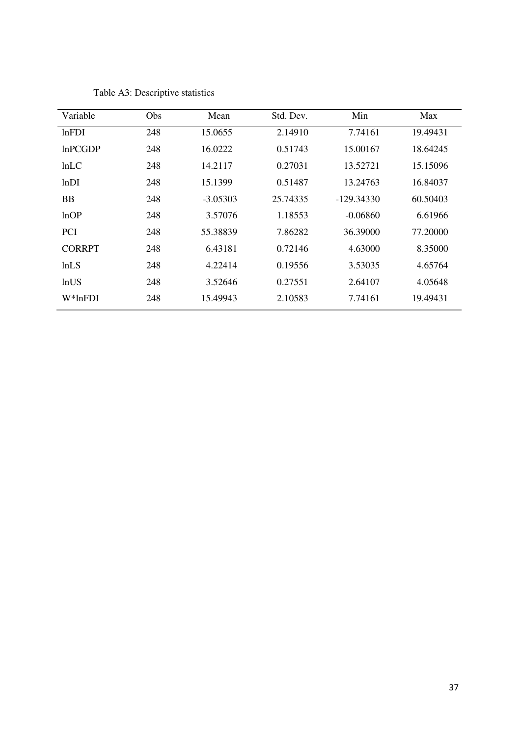Table A3: Descriptive statistics

| Variable | Obs | Mean | Std. Dev. | Min | Max |
|---|---|---|---|---|---|
| lnFDI | 248 | 15.0655 | 2.14910 | 7.74161 | 19.49431 |
| lnPCGDP | 248 | 16.0222 | 0.51743 | 15.00167 | 18.64245 |
| lnLC | 248 | 14.2117 | 0.27031 | 13.52721 | 15.15096 |
| lnDI | 248 | 15.1399 | 0.51487 | 13.24763 | 16.84037 |
| BB | 248 | -3.05303 | 25.74335 | -129.34330 | 60.50403 |
| lnOP | 248 | 3.57076 | 1.18553 | -0.06860 | 6.61966 |
| PCI | 248 | 55.38839 | 7.86282 | 36.39000 | 77.20000 |
| CORRPT | 248 | 6.43181 | 0.72146 | 4.63000 | 8.35000 |
| lnLS | 248 | 4.22414 | 0.19556 | 3.53035 | 4.65764 |
| lnUS | 248 | 3.52646 | 0.27551 | 2.64107 | 4.05648 |
| W*lnFDI | 248 | 15.49943 | 2.10583 | 7.74161 | 19.49431 |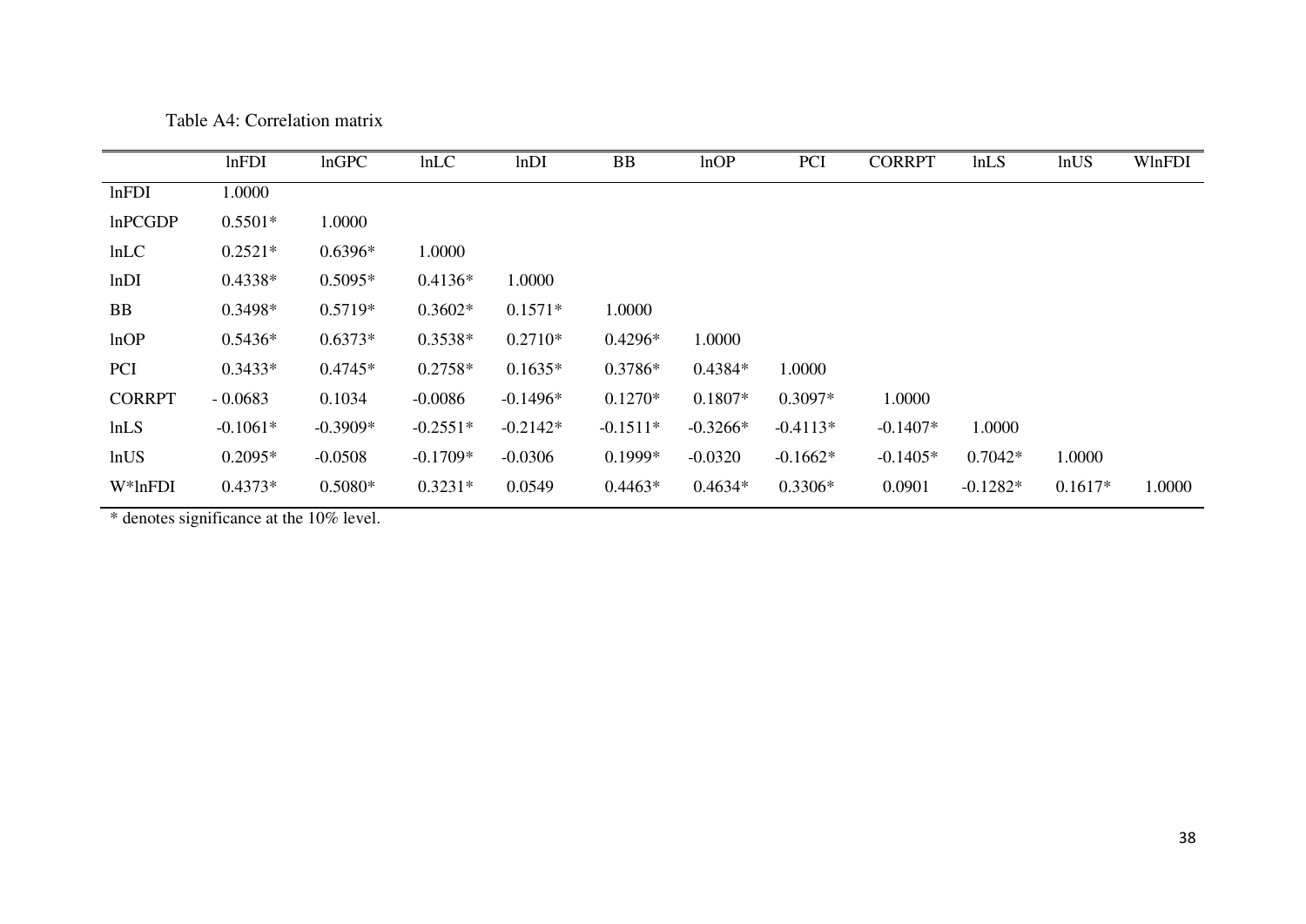Table A4: Correlation matrix

| | lnFDI | lnGPC | lnLC | lnDI | BB | lnOP | PCI | CORRPT | lnLS | lnUS | WlnFDI |
|---|---|---|---|---|---|---|---|---|---|---|---|
| lnFDI | 1.0000 | | | | | | | | | | |
| lnPCGDP | 0.5501* | 1.0000 | | | | | | | | | |
| lnLC | 0.2521* | 0.6396* | 1.0000 | | | | | | | | |
| lnDI | 0.4338* | 0.5095* | 0.4136* | 1.0000 | | | | | | | |
| BB | 0.3498* | 0.5719* | 0.3602* | 0.1571* | 1.0000 | | | | | | |
| lnOP | 0.5436* | 0.6373* | 0.3538* | 0.2710* | 0.4296* | 1.0000 | | | | | |
| PCI | 0.3433* | 0.4745* | 0.2758* | 0.1635* | 0.3786* | 0.4384* | 1.0000 | | | | |
| CORRPT | - 0.0683 | 0.1034 | -0.0086 | -0.1496* | 0.1270* | 0.1807* | 0.3097* | 1.0000 | | | |
| lnLS | -0.1061* | -0.3909* | -0.2551* | -0.2142* | -0.1511* | -0.3266* | -0.4113* | -0.1407* | 1.0000 | | |
| lnUS | 0.2095* | -0.0508 | -0.1709* | -0.0306 | 0.1999* | -0.0320 | -0.1662* | -0.1405* | 0.7042* | 1.0000 | |
| W*lnFDI | 0.4373* | 0.5080* | 0.3231* | 0.0549 | 0.4463* | 0.4634* | 0.3306* | 0.0901 | -0.1282* | 0.1617* | 1.0000 |

* denotes significance at the 10% level.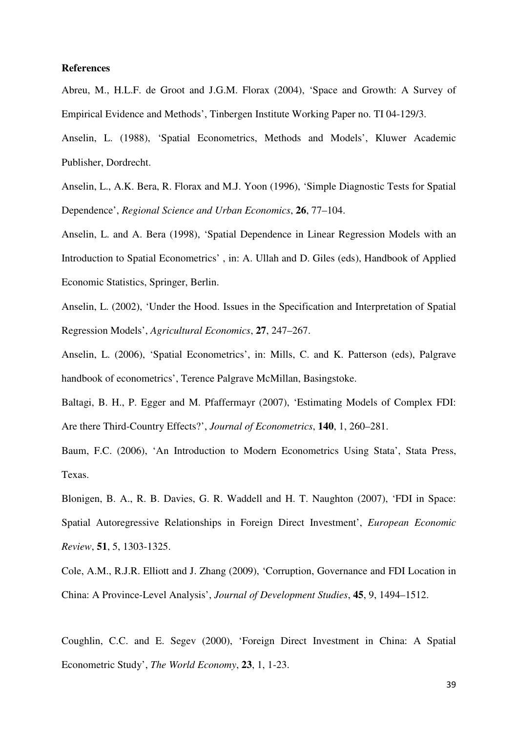**References**

Abreu, M., H.L.F. de Groot and J.G.M. Florax (2004), 'Space and Growth: A Survey of Empirical Evidence and Methods', Tinbergen Institute Working Paper no. TI 04-129/3.

Anselin, L. (1988), 'Spatial Econometrics, Methods and Models', Kluwer Academic Publisher, Dordrecht.

Anselin, L., A.K. Bera, R. Florax and M.J. Yoon (1996), 'Simple Diagnostic Tests for Spatial Dependence', *Regional Science and Urban Economics*, **26**, 77–104.

Anselin, L. and A. Bera (1998), 'Spatial Dependence in Linear Regression Models with an Introduction to Spatial Econometrics' , in: A. Ullah and D. Giles (eds), Handbook of Applied Economic Statistics, Springer, Berlin.

Anselin, L. (2002), 'Under the Hood. Issues in the Specification and Interpretation of Spatial Regression Models', *Agricultural Economics*, **27**, 247–267.

Anselin, L. (2006), 'Spatial Econometrics', in: Mills, C. and K. Patterson (eds), Palgrave handbook of econometrics', Terence Palgrave McMillan, Basingstoke.

Baltagi, B. H., P. Egger and M. Pfaffermayr (2007), 'Estimating Models of Complex FDI: Are there Third-Country Effects?', *Journal of Econometrics*, **140**, 1, 260–281.

Baum, F.C. (2006), 'An Introduction to Modern Econometrics Using Stata', Stata Press, Texas.

Blonigen, B. A., R. B. Davies, G. R. Waddell and H. T. Naughton (2007), 'FDI in Space: Spatial Autoregressive Relationships in Foreign Direct Investment', *European Economic Review*, **51**, 5, 1303-1325.

Cole, A.M., R.J.R. Elliott and J. Zhang (2009), 'Corruption, Governance and FDI Location in China: A Province-Level Analysis', *Journal of Development Studies*, **45**, 9, 1494–1512.

Coughlin, C.C. and E. Segev (2000), 'Foreign Direct Investment in China: A Spatial Econometric Study', *The World Economy*, **23**, 1, 1-23.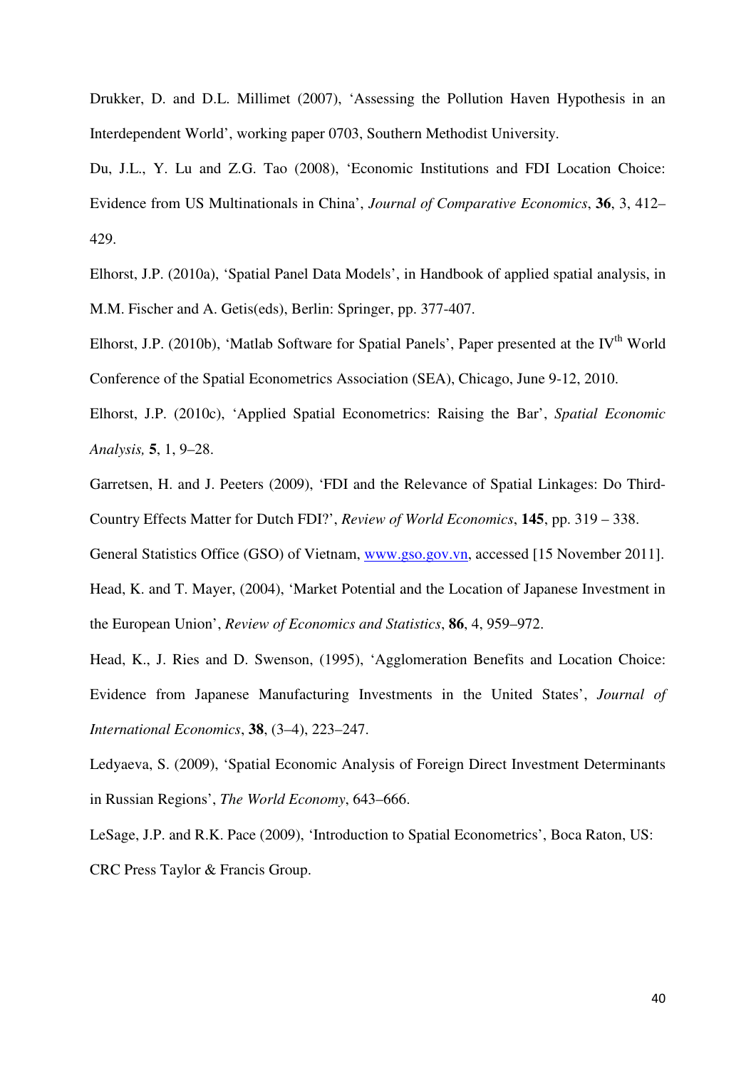Drukker, D. and D.L. Millimet (2007), 'Assessing the Pollution Haven Hypothesis in an Interdependent World', working paper 0703, Southern Methodist University.

Du, J.L., Y. Lu and Z.G. Tao (2008), 'Economic Institutions and FDI Location Choice: Evidence from US Multinationals in China', *Journal of Comparative Economics*, **36**, 3, 412–429.

Elhorst, J.P. (2010a), 'Spatial Panel Data Models', in Handbook of applied spatial analysis, in M.M. Fischer and A. Getis(eds), Berlin: Springer, pp. 377-407.

Elhorst, J.P. (2010b), 'Matlab Software for Spatial Panels', Paper presented at the IV$^{th}$ World Conference of the Spatial Econometrics Association (SEA), Chicago, June 9-12, 2010.

Elhorst, J.P. (2010c), 'Applied Spatial Econometrics: Raising the Bar', *Spatial Economic Analysis,* **5**, 1, 9–28.

Garretsen, H. and J. Peeters (2009), 'FDI and the Relevance of Spatial Linkages: Do Third-Country Effects Matter for Dutch FDI?', *Review of World Economics*, **145**, pp. 319 – 338.

General Statistics Office (GSO) of Vietnam, www.gso.gov.vn, accessed [15 November 2011].

Head, K. and T. Mayer, (2004), 'Market Potential and the Location of Japanese Investment in the European Union', *Review of Economics and Statistics*, **86**, 4, 959–972.

Head, K., J. Ries and D. Swenson, (1995), 'Agglomeration Benefits and Location Choice: Evidence from Japanese Manufacturing Investments in the United States', *Journal of International Economics*, **38**, (3–4), 223–247.

Ledyaeva, S. (2009), 'Spatial Economic Analysis of Foreign Direct Investment Determinants in Russian Regions', *The World Economy*, 643–666.

LeSage, J.P. and R.K. Pace (2009), 'Introduction to Spatial Econometrics', Boca Raton, US: CRC Press Taylor & Francis Group.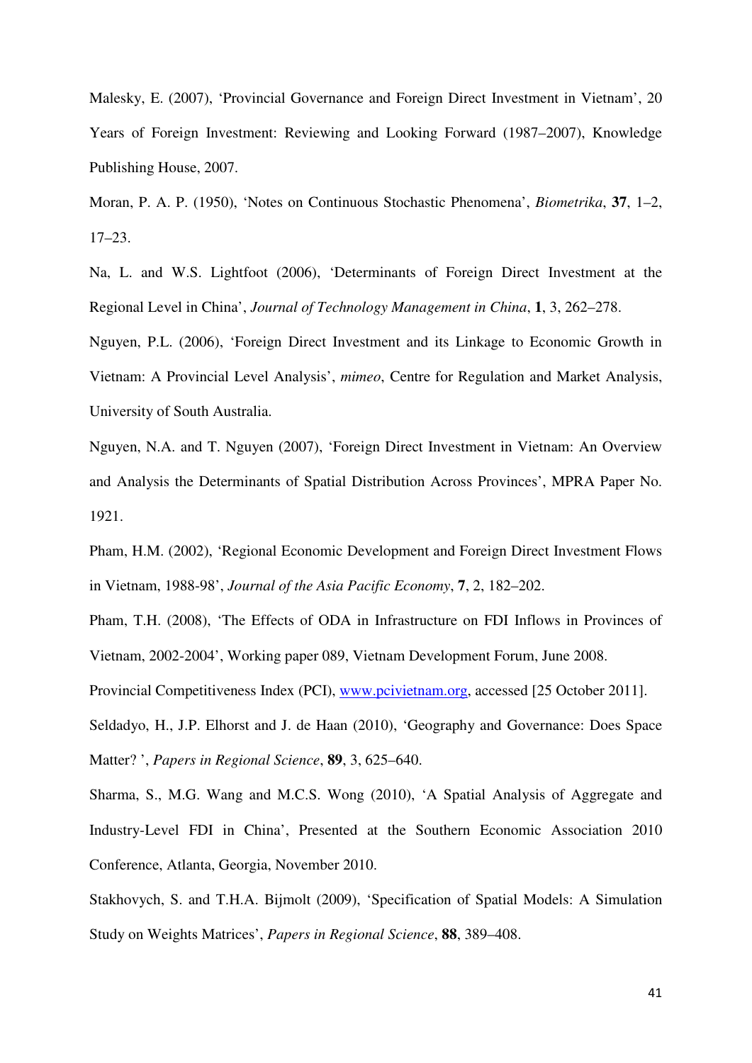Malesky, E. (2007), 'Provincial Governance and Foreign Direct Investment in Vietnam', 20 Years of Foreign Investment: Reviewing and Looking Forward (1987–2007), Knowledge Publishing House, 2007.

Moran, P. A. P. (1950), 'Notes on Continuous Stochastic Phenomena', *Biometrika*, **37**, 1–2, 17–23.

Na, L. and W.S. Lightfoot (2006), 'Determinants of Foreign Direct Investment at the Regional Level in China', *Journal of Technology Management in China*, **1**, 3, 262–278.

Nguyen, P.L. (2006), 'Foreign Direct Investment and its Linkage to Economic Growth in Vietnam: A Provincial Level Analysis', *mimeo*, Centre for Regulation and Market Analysis, University of South Australia.

Nguyen, N.A. and T. Nguyen (2007), 'Foreign Direct Investment in Vietnam: An Overview and Analysis the Determinants of Spatial Distribution Across Provinces', MPRA Paper No. 1921.

Pham, H.M. (2002), 'Regional Economic Development and Foreign Direct Investment Flows in Vietnam, 1988-98', *Journal of the Asia Pacific Economy*, **7**, 2, 182–202.

Pham, T.H. (2008), 'The Effects of ODA in Infrastructure on FDI Inflows in Provinces of Vietnam, 2002-2004', Working paper 089, Vietnam Development Forum, June 2008.

Provincial Competitiveness Index (PCI), www.pcivietnam.org, accessed [25 October 2011].

Seldadyo, H., J.P. Elhorst and J. de Haan (2010), 'Geography and Governance: Does Space Matter? ', *Papers in Regional Science*, **89**, 3, 625–640.

Sharma, S., M.G. Wang and M.C.S. Wong (2010), 'A Spatial Analysis of Aggregate and Industry-Level FDI in China', Presented at the Southern Economic Association 2010 Conference, Atlanta, Georgia, November 2010.

Stakhovych, S. and T.H.A. Bijmolt (2009), 'Specification of Spatial Models: A Simulation Study on Weights Matrices', *Papers in Regional Science*, **88**, 389–408.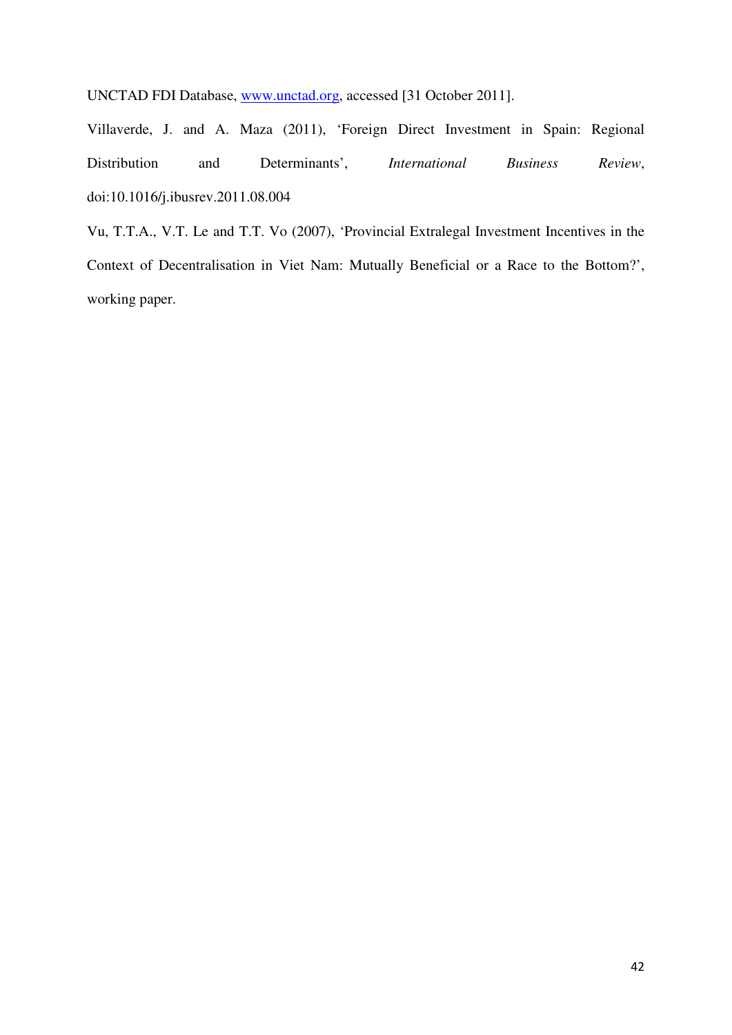UNCTAD FDI Database, [www.unctad.org](http://www.unctad.org), accessed [31 October 2011].

Villaverde, J. and A. Maza (2011), 'Foreign Direct Investment in Spain: Regional Distribution and Determinants', *International Business Review*, doi:10.1016/j.ibusrev.2011.08.004

Vu, T.T.A., V.T. Le and T.T. Vo (2007), 'Provincial Extralegal Investment Incentives in the Context of Decentralisation in Viet Nam: Mutually Beneficial or a Race to the Bottom?', working paper.